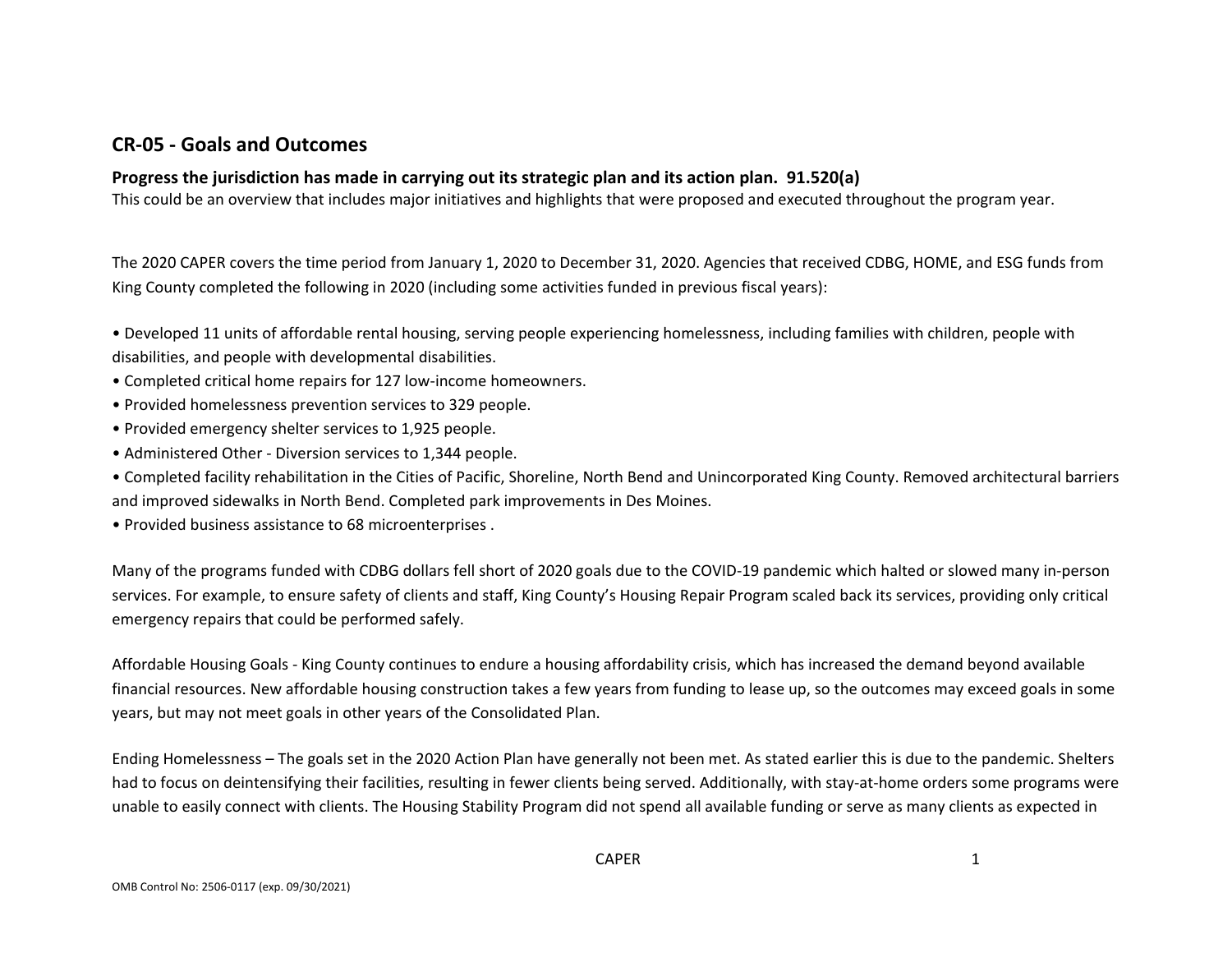## CR-05 - Goals and Outcomes

**Progress the jurisdiction has made in carrying out its strategic plan and its action plan. 91.520(a)**

This could be an overview that includes major initiatives and highlights that were proposed and executed throughout the program year.

The 2020 CAPER covers the time period from January 1, 2020 to December 31, 2020. Agencies that received CDBG, HOME, and ESG funds from King County completed the following in 2020 (including some activities funded in previous fiscal years):

• Developed 11 units of affordable rental housing, serving people experiencing homelessness, including families with children, people with disabilities, and people with developmental disabilities.
• Completed critical home repairs for 127 low-income homeowners.
• Provided homelessness prevention services to 329 people.
• Provided emergency shelter services to 1,925 people.
• Administered Other - Diversion services to 1,344 people.
• Completed facility rehabilitation in the Cities of Pacific, Shoreline, North Bend and Unincorporated King County. Removed architectural barriers and improved sidewalks in North Bend. Completed park improvements in Des Moines.
• Provided business assistance to 68 microenterprises .

Many of the programs funded with CDBG dollars fell short of 2020 goals due to the COVID-19 pandemic which halted or slowed many in-person services. For example, to ensure safety of clients and staff, King County's Housing Repair Program scaled back its services, providing only critical emergency repairs that could be performed safely.

Affordable Housing Goals - King County continues to endure a housing affordability crisis, which has increased the demand beyond available financial resources. New affordable housing construction takes a few years from funding to lease up, so the outcomes may exceed goals in some years, but may not meet goals in other years of the Consolidated Plan.

Ending Homelessness – The goals set in the 2020 Action Plan have generally not been met. As stated earlier this is due to the pandemic. Shelters had to focus on deintensifying their facilities, resulting in fewer clients being served. Additionally, with stay-at-home orders some programs were unable to easily connect with clients. The Housing Stability Program did not spend all available funding or serve as many clients as expected in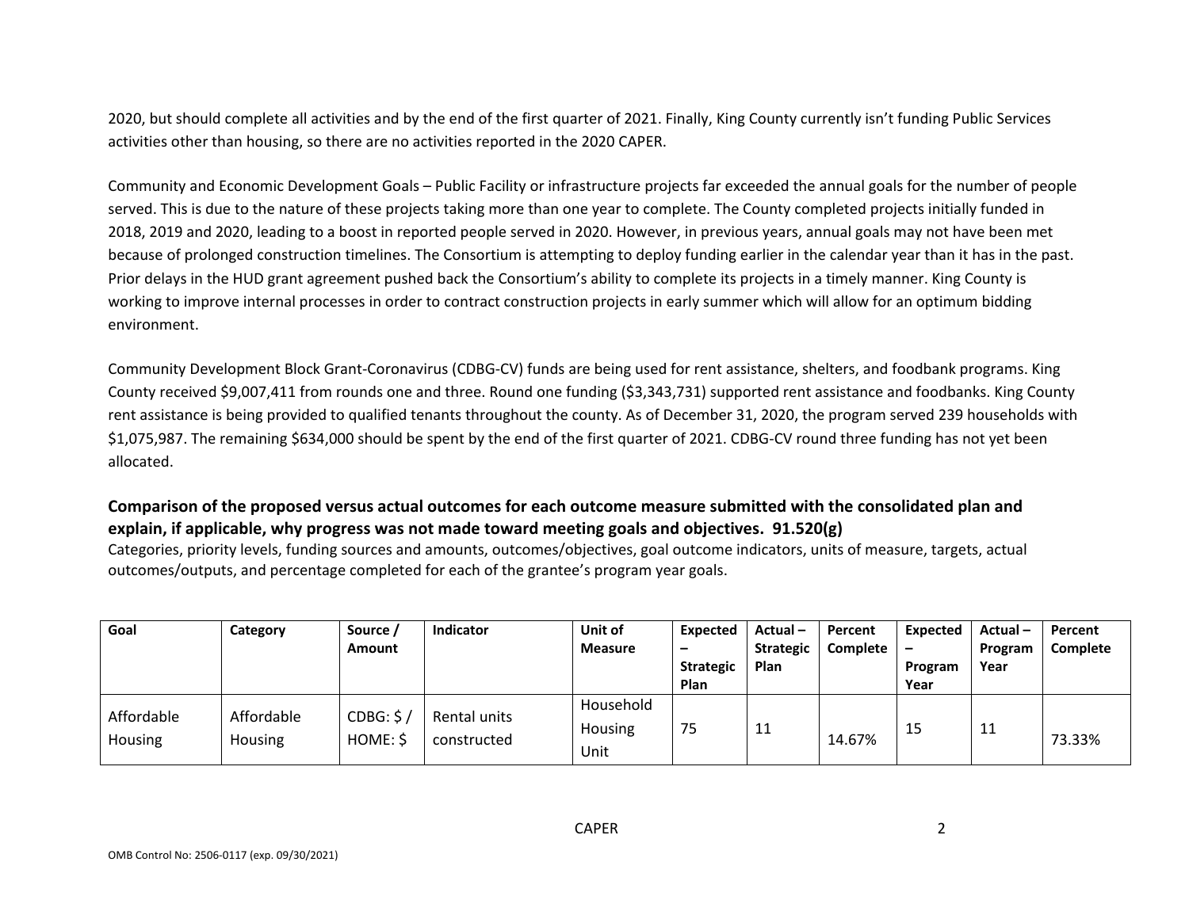2020, but should complete all activities and by the end of the first quarter of 2021. Finally, King County currently isn't funding Public Services activities other than housing, so there are no activities reported in the 2020 CAPER.

Community and Economic Development Goals – Public Facility or infrastructure projects far exceeded the annual goals for the number of people served. This is due to the nature of these projects taking more than one year to complete. The County completed projects initially funded in 2018, 2019 and 2020, leading to a boost in reported people served in 2020. However, in previous years, annual goals may not have been met because of prolonged construction timelines. The Consortium is attempting to deploy funding earlier in the calendar year than it has in the past. Prior delays in the HUD grant agreement pushed back the Consortium's ability to complete its projects in a timely manner. King County is working to improve internal processes in order to contract construction projects in early summer which will allow for an optimum bidding environment.

Community Development Block Grant-Coronavirus (CDBG-CV) funds are being used for rent assistance, shelters, and foodbank programs. King County received $9,007,411 from rounds one and three. Round one funding ($3,343,731) supported rent assistance and foodbanks. King County rent assistance is being provided to qualified tenants throughout the county. As of December 31, 2020, the program served 239 households with $1,075,987. The remaining $634,000 should be spent by the end of the first quarter of 2021. CDBG-CV round three funding has not yet been allocated.

## Comparison of the proposed versus actual outcomes for each outcome measure submitted with the consolidated plan and explain, if applicable, why progress was not made toward meeting goals and objectives. 91.520(g)

Categories, priority levels, funding sources and amounts, outcomes/objectives, goal outcome indicators, units of measure, targets, actual outcomes/outputs, and percentage completed for each of the grantee's program year goals.

| Goal | Category | Source / Amount | Indicator | Unit of Measure | Expected – Strategic Plan | Actual – Strategic Plan | Percent Complete | Expected – Program Year | Actual – Program Year | Percent Complete |
|---|---|---|---|---|---|---|---|---|---|---|
| Affordable Housing | Affordable Housing | CDBG: $ / HOME: $ | Rental units constructed | Household Housing Unit | 75 | 11 | 14.67% | 15 | 11 | 73.33% |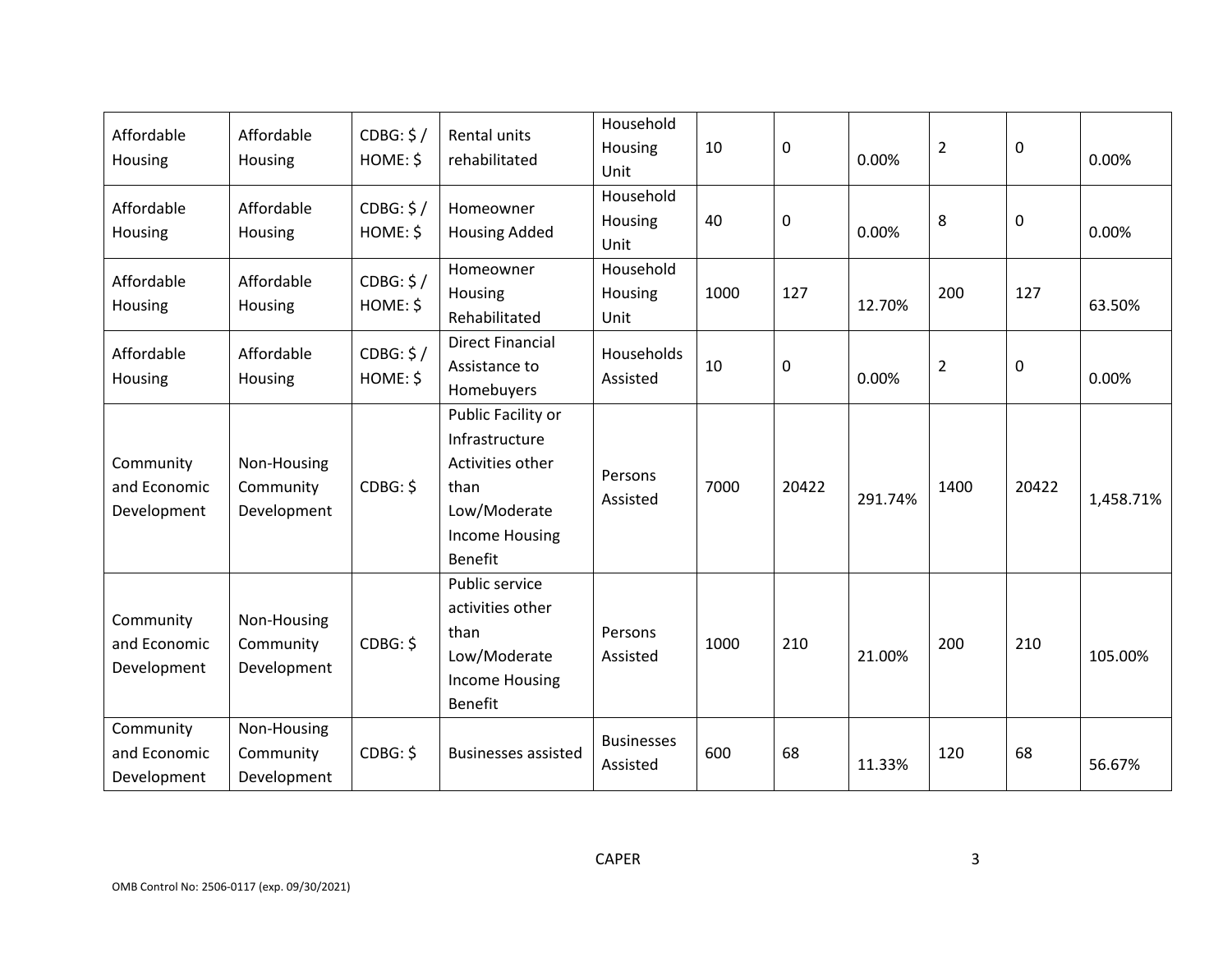| Affordable Housing | Affordable Housing | CDBG: $ / HOME: $ | Rental units rehabilitated | Household Housing Unit | 10 | 0 | 0.00% | 2 | 0 | 0.00% |
|---|---|---|---|---|---|---|---|---|---|---|
| Affordable Housing | Affordable Housing | CDBG: $ / HOME: $ | Homeowner Housing Added | Household Housing Unit | 40 | 0 | 0.00% | 8 | 0 | 0.00% |
| Affordable Housing | Affordable Housing | CDBG: $ / HOME: $ | Homeowner Housing Rehabilitated | Household Housing Unit | 1000 | 127 | 12.70% | 200 | 127 | 63.50% |
| Affordable Housing | Affordable Housing | CDBG: $ / HOME: $ | Direct Financial Assistance to Homebuyers | Households Assisted | 10 | 0 | 0.00% | 2 | 0 | 0.00% |
| Community and Economic Development | Non-Housing Community Development | CDBG: $ | Public Facility or Infrastructure Activities other than Low/Moderate Income Housing Benefit | Persons Assisted | 7000 | 20422 | 291.74% | 1400 | 20422 | 1,458.71% |
| Community and Economic Development | Non-Housing Community Development | CDBG: $ | Public service activities other than Low/Moderate Income Housing Benefit | Persons Assisted | 1000 | 210 | 21.00% | 200 | 210 | 105.00% |
| Community and Economic Development | Non-Housing Community Development | CDBG: $ | Businesses assisted | Businesses Assisted | 600 | 68 | 11.33% | 120 | 68 | 56.67% |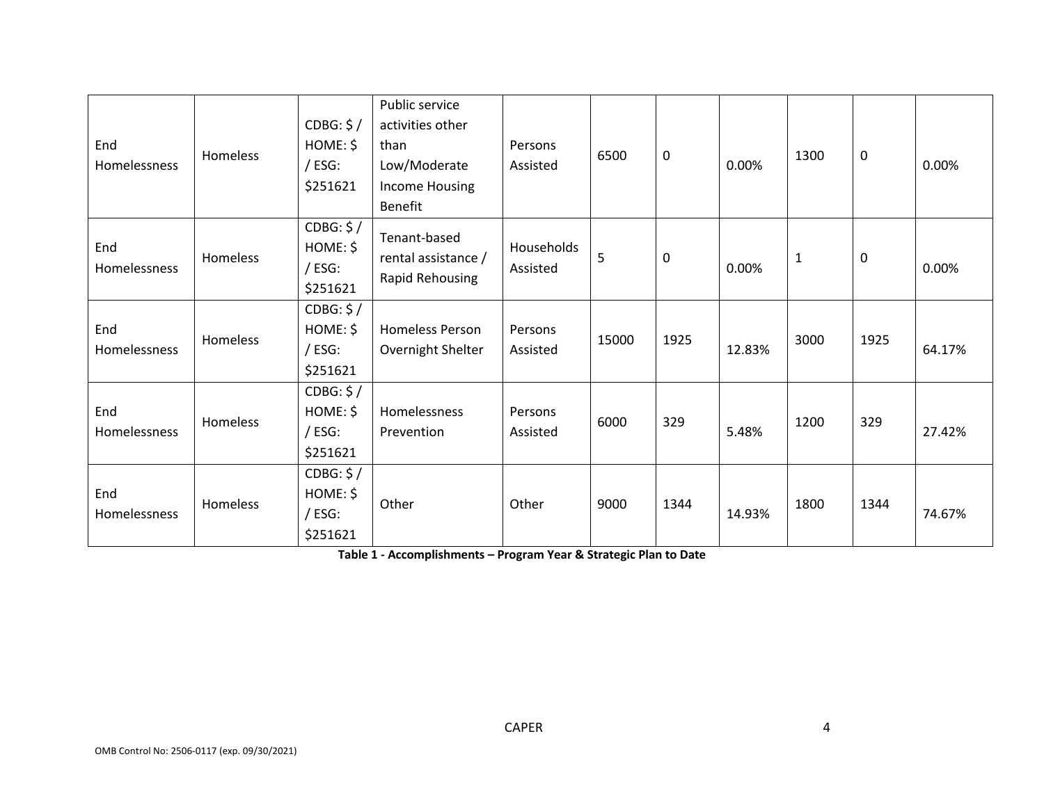| End Homelessness | Homeless | CDBG: $ / HOME: $ / ESG: $251621 | Public service activities other than Low/Moderate Income Housing Benefit | Persons Assisted | 6500 | 0 | 0.00% | 1300 | 0 | 0.00% |
|---|---|---|---|---|---|---|---|---|---|---|
| End Homelessness | Homeless | CDBG: $ / HOME: $ / ESG: $251621 | Tenant-based rental assistance / Rapid Rehousing | Households Assisted | 5 | 0 | 0.00% | 1 | 0 | 0.00% |
| End Homelessness | Homeless | CDBG: $ / HOME: $ / ESG: $251621 | Homeless Person Overnight Shelter | Persons Assisted | 15000 | 1925 | 12.83% | 3000 | 1925 | 64.17% |
| End Homelessness | Homeless | CDBG: $ / HOME: $ / ESG: $251621 | Homelessness Prevention | Persons Assisted | 6000 | 329 | 5.48% | 1200 | 329 | 27.42% |
| End Homelessness | Homeless | CDBG: $ / HOME: $ / ESG: $251621 | Other | Other | 9000 | 1344 | 14.93% | 1800 | 1344 | 74.67% |

**Table 1 - Accomplishments – Program Year & Strategic Plan to Date**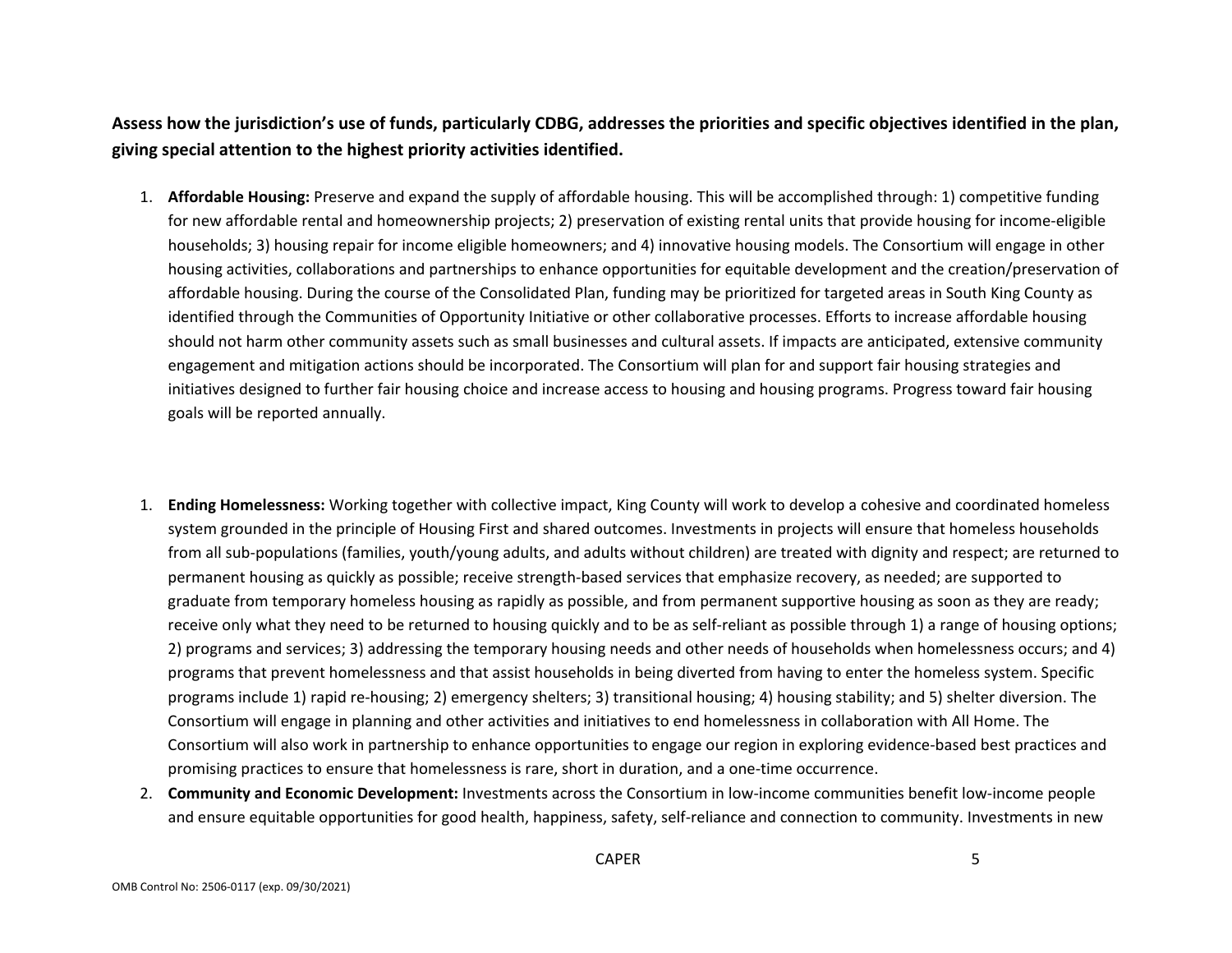**Assess how the jurisdiction's use of funds, particularly CDBG, addresses the priorities and specific objectives identified in the plan, giving special attention to the highest priority activities identified.**

1. **Affordable Housing:** Preserve and expand the supply of affordable housing. This will be accomplished through: 1) competitive funding for new affordable rental and homeownership projects; 2) preservation of existing rental units that provide housing for income-eligible households; 3) housing repair for income eligible homeowners; and 4) innovative housing models. The Consortium will engage in other housing activities, collaborations and partnerships to enhance opportunities for equitable development and the creation/preservation of affordable housing. During the course of the Consolidated Plan, funding may be prioritized for targeted areas in South King County as identified through the Communities of Opportunity Initiative or other collaborative processes. Efforts to increase affordable housing should not harm other community assets such as small businesses and cultural assets. If impacts are anticipated, extensive community engagement and mitigation actions should be incorporated. The Consortium will plan for and support fair housing strategies and initiatives designed to further fair housing choice and increase access to housing and housing programs. Progress toward fair housing goals will be reported annually.

1. **Ending Homelessness:** Working together with collective impact, King County will work to develop a cohesive and coordinated homeless system grounded in the principle of Housing First and shared outcomes. Investments in projects will ensure that homeless households from all sub-populations (families, youth/young adults, and adults without children) are treated with dignity and respect; are returned to permanent housing as quickly as possible; receive strength-based services that emphasize recovery, as needed; are supported to graduate from temporary homeless housing as rapidly as possible, and from permanent supportive housing as soon as they are ready; receive only what they need to be returned to housing quickly and to be as self-reliant as possible through 1) a range of housing options; 2) programs and services; 3) addressing the temporary housing needs and other needs of households when homelessness occurs; and 4) programs that prevent homelessness and that assist households in being diverted from having to enter the homeless system. Specific programs include 1) rapid re-housing; 2) emergency shelters; 3) transitional housing; 4) housing stability; and 5) shelter diversion. The Consortium will engage in planning and other activities and initiatives to end homelessness in collaboration with All Home. The Consortium will also work in partnership to enhance opportunities to engage our region in exploring evidence-based best practices and promising practices to ensure that homelessness is rare, short in duration, and a one-time occurrence.
2. **Community and Economic Development:** Investments across the Consortium in low-income communities benefit low-income people and ensure equitable opportunities for good health, happiness, safety, self-reliance and connection to community. Investments in new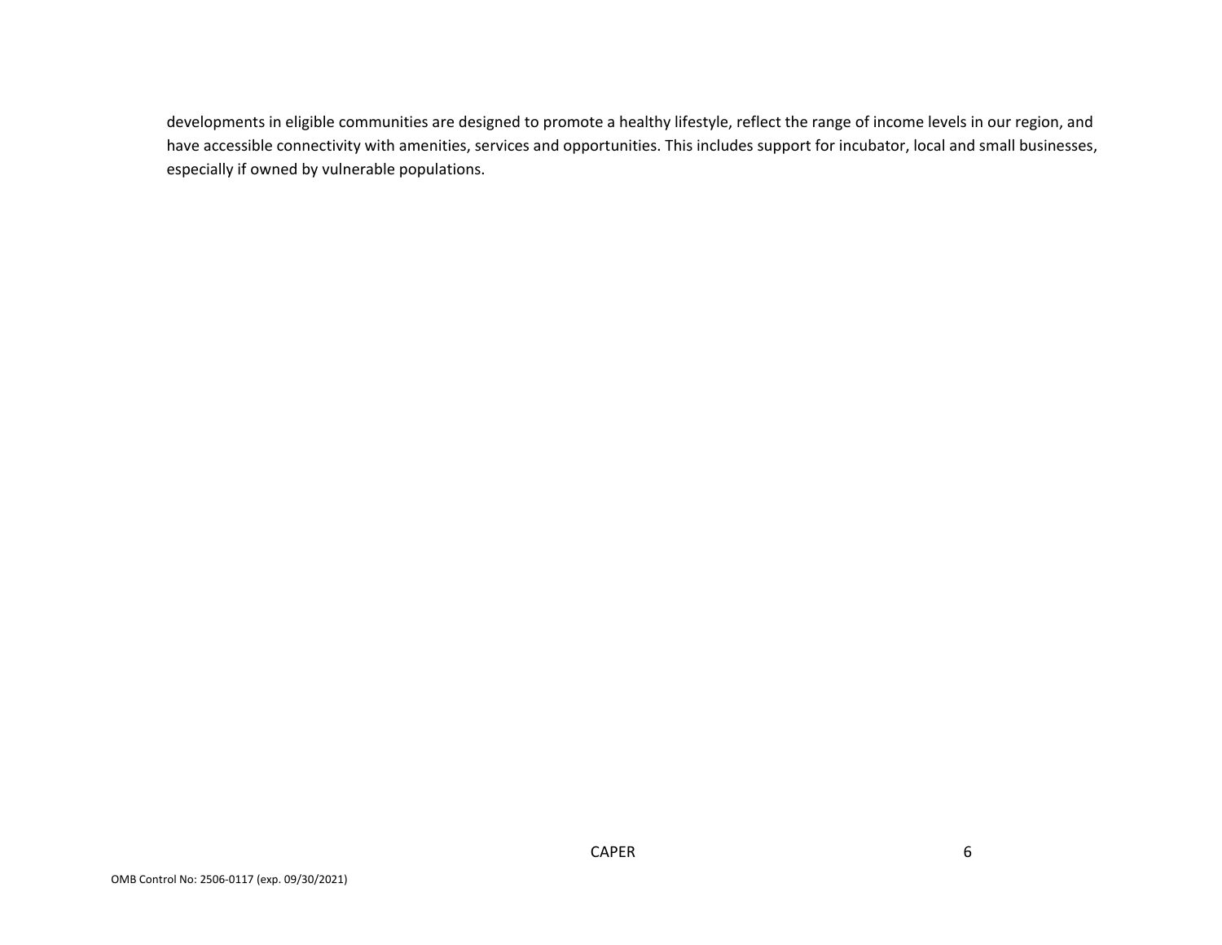developments in eligible communities are designed to promote a healthy lifestyle, reflect the range of income levels in our region, and have accessible connectivity with amenities, services and opportunities. This includes support for incubator, local and small businesses, especially if owned by vulnerable populations.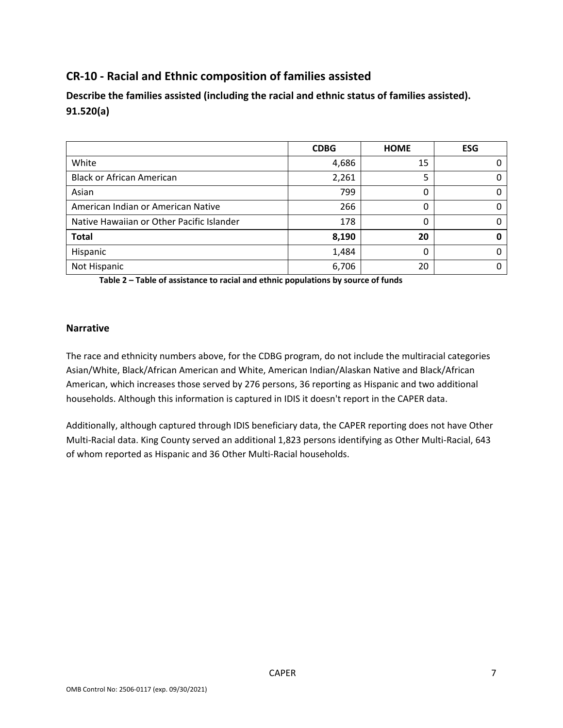## CR-10 - Racial and Ethnic composition of families assisted

**Describe the families assisted (including the racial and ethnic status of families assisted). 91.520(a)**

| | CDBG | HOME | ESG |
|---|---|---|---|
| White | 4,686 | 15 | 0 |
| Black or African American | 2,261 | 5 | 0 |
| Asian | 799 | 0 | 0 |
| American Indian or American Native | 266 | 0 | 0 |
| Native Hawaiian or Other Pacific Islander | 178 | 0 | 0 |
| **Total** | **8,190** | **20** | **0** |
| Hispanic | 1,484 | 0 | 0 |
| Not Hispanic | 6,706 | 20 | 0 |

**Table 2 – Table of assistance to racial and ethnic populations by source of funds**

### Narrative

The race and ethnicity numbers above, for the CDBG program, do not include the multiracial categories Asian/White, Black/African American and White, American Indian/Alaskan Native and Black/African American, which increases those served by 276 persons, 36 reporting as Hispanic and two additional households. Although this information is captured in IDIS it doesn't report in the CAPER data.

Additionally, although captured through IDIS beneficiary data, the CAPER reporting does not have Other Multi-Racial data. King County served an additional 1,823 persons identifying as Other Multi-Racial, 643 of whom reported as Hispanic and 36 Other Multi-Racial households.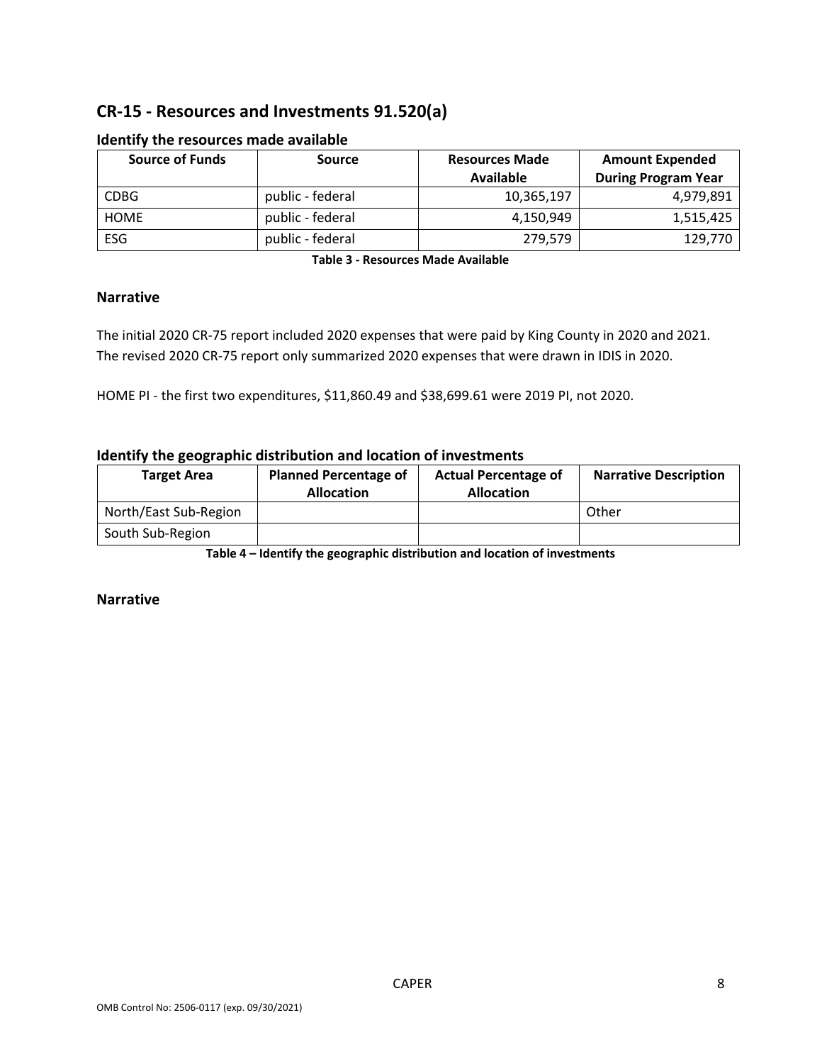## CR-15 - Resources and Investments 91.520(a)

### Identify the resources made available

| Source of Funds | Source | Resources Made Available | Amount Expended During Program Year |
|---|---|---|---|
| CDBG | public - federal | 10,365,197 | 4,979,891 |
| HOME | public - federal | 4,150,949 | 1,515,425 |
| ESG | public - federal | 279,579 | 129,770 |

**Table 3 - Resources Made Available**

### Narrative

The initial 2020 CR-75 report included 2020 expenses that were paid by King County in 2020 and 2021. The revised 2020 CR-75 report only summarized 2020 expenses that were drawn in IDIS in 2020.

HOME PI - the first two expenditures, $11,860.49 and $38,699.61 were 2019 PI, not 2020.

### Identify the geographic distribution and location of investments

| Target Area | Planned Percentage of Allocation | Actual Percentage of Allocation | Narrative Description |
|---|---|---|---|
| North/East Sub-Region | | | Other |
| South Sub-Region | | | |

**Table 4 – Identify the geographic distribution and location of investments**

### Narrative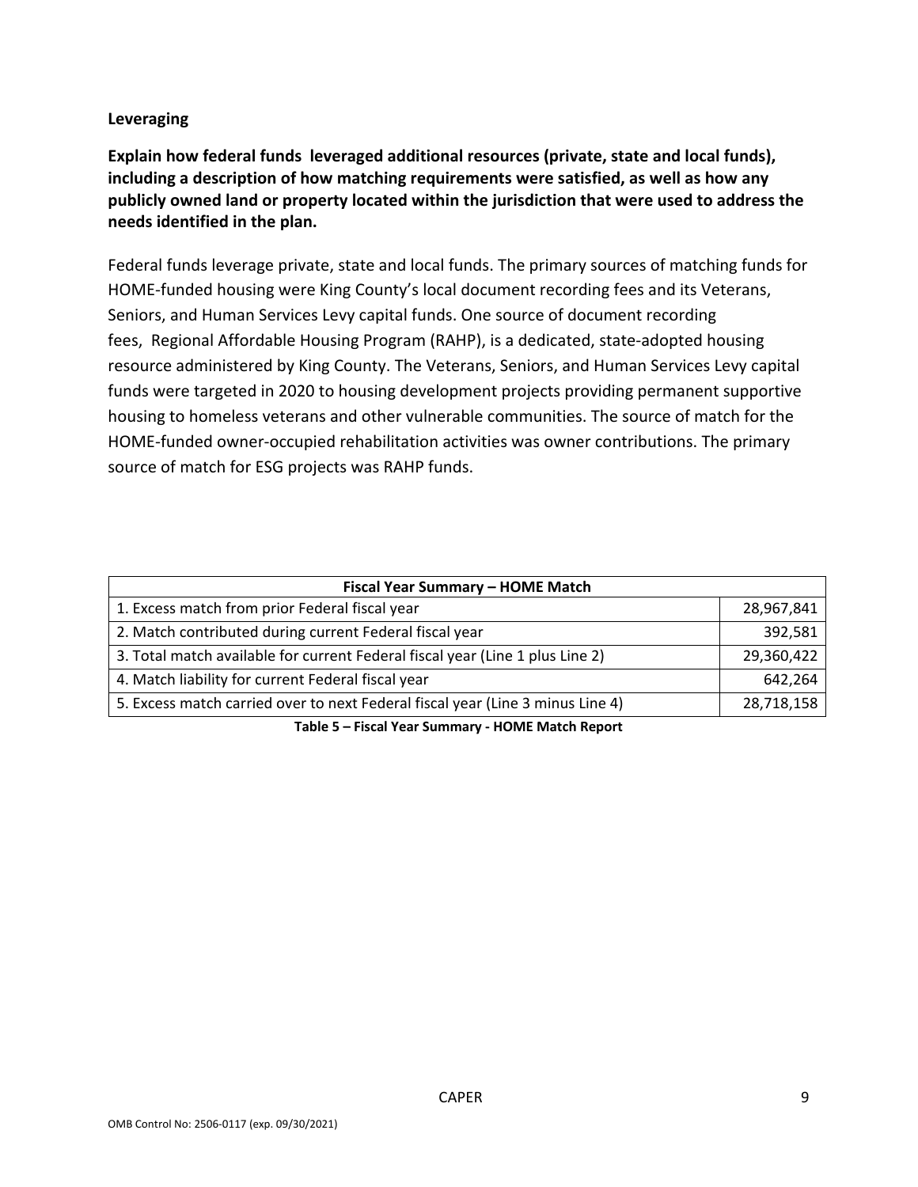**Leveraging**

**Explain how federal funds leveraged additional resources (private, state and local funds), including a description of how matching requirements were satisfied, as well as how any publicly owned land or property located within the jurisdiction that were used to address the needs identified in the plan.**

Federal funds leverage private, state and local funds. The primary sources of matching funds for HOME-funded housing were King County's local document recording fees and its Veterans, Seniors, and Human Services Levy capital funds. One source of document recording fees, Regional Affordable Housing Program (RAHP), is a dedicated, state-adopted housing resource administered by King County. The Veterans, Seniors, and Human Services Levy capital funds were targeted in 2020 to housing development projects providing permanent supportive housing to homeless veterans and other vulnerable communities. The source of match for the HOME-funded owner-occupied rehabilitation activities was owner contributions. The primary source of match for ESG projects was RAHP funds.

| Fiscal Year Summary – HOME Match | |
|---|---|
| 1. Excess match from prior Federal fiscal year | 28,967,841 |
| 2. Match contributed during current Federal fiscal year | 392,581 |
| 3. Total match available for current Federal fiscal year (Line 1 plus Line 2) | 29,360,422 |
| 4. Match liability for current Federal fiscal year | 642,264 |
| 5. Excess match carried over to next Federal fiscal year (Line 3 minus Line 4) | 28,718,158 |

**Table 5 – Fiscal Year Summary - HOME Match Report**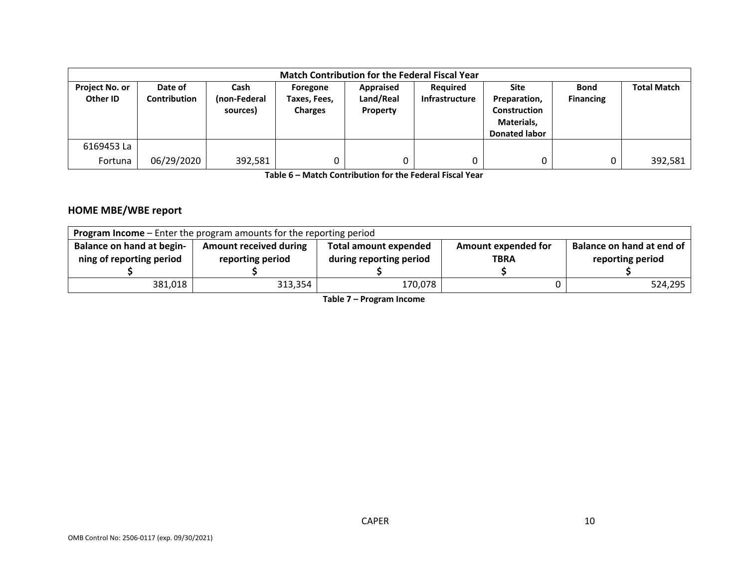| Match Contribution for the Federal Fiscal Year | | | | | | | | |
|---|---|---|---|---|---|---|---|---|
| Project No. or Other ID | Date of Contribution | Cash (non-Federal sources) | Foregone Taxes, Fees, Charges | Appraised Land/Real Property | Required Infrastructure | Site Preparation, Construction Materials, Donated labor | Bond Financing | Total Match |
| 6169453 La Fortuna | 06/29/2020 | 392,581 | 0 | 0 | 0 | 0 | 0 | 392,581 |

**Table 6 – Match Contribution for the Federal Fiscal Year**

## HOME MBE/WBE report

| **Program Income** – Enter the program amounts for the reporting period | | | | |
|---|---|---|---|---|
| Balance on hand at begin-ning of reporting period $ | Amount received during reporting period $ | Total amount expended during reporting period $ | Amount expended for TBRA $ | Balance on hand at end of reporting period $ |
| 381,018 | 313,354 | 170,078 | 0 | 524,295 |

**Table 7 – Program Income**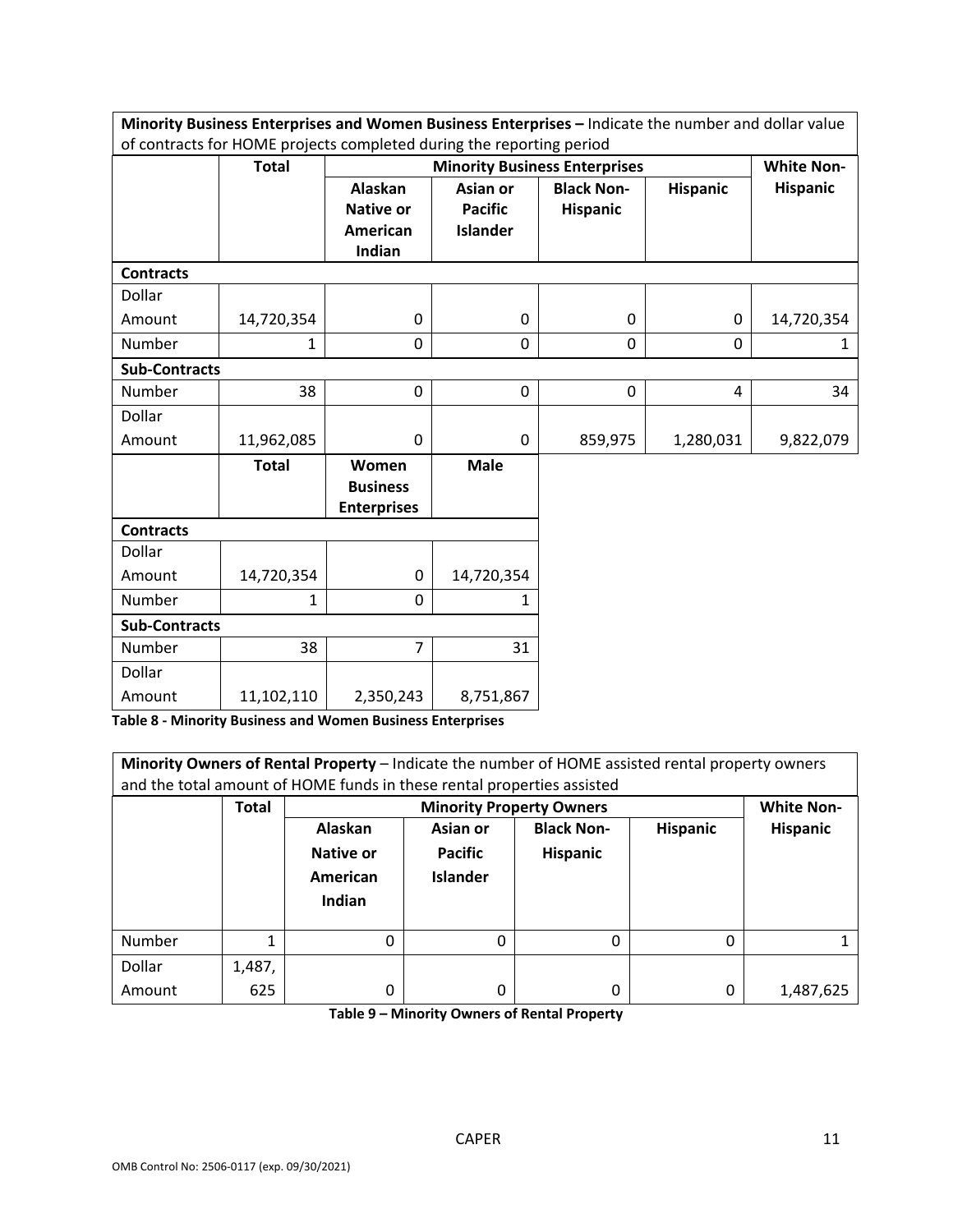| **Minority Business Enterprises and Women Business Enterprises –** Indicate the number and dollar value of contracts for HOME projects completed during the reporting period | | | | | | |
|---|---|---|---|---|---|---|
| | **Total** | **Minority Business Enterprises** | | | | **White Non-Hispanic** |
| | | **Alaskan Native or American Indian** | **Asian or Pacific Islander** | **Black Non-Hispanic** | **Hispanic** | |
| **Contracts** | | | | | | |
| Dollar Amount | 14,720,354 | 0 | 0 | 0 | 0 | 14,720,354 |
| Number | 1 | 0 | 0 | 0 | 0 | 1 |
| **Sub-Contracts** | | | | | | |
| Number | 38 | 0 | 0 | 0 | 4 | 34 |
| Dollar Amount | 11,962,085 | 0 | 0 | 859,975 | 1,280,031 | 9,822,079 |

| | **Total** | **Women Business Enterprises** | **Male** |
|---|---|---|---|
| **Contracts** | | | |
| Dollar Amount | 14,720,354 | 0 | 14,720,354 |
| Number | 1 | 0 | 1 |
| **Sub-Contracts** | | | |
| Number | 38 | 7 | 31 |
| Dollar Amount | 11,102,110 | 2,350,243 | 8,751,867 |

**Table 8 - Minority Business and Women Business Enterprises**

| **Minority Owners of Rental Property** – Indicate the number of HOME assisted rental property owners and the total amount of HOME funds in these rental properties assisted | | | | | | |
|---|---|---|---|---|---|---|
| | **Total** | **Minority Property Owners** | | | | **White Non-Hispanic** |
| | | **Alaskan Native or American Indian** | **Asian or Pacific Islander** | **Black Non-Hispanic** | **Hispanic** | |
| Number | 1 | 0 | 0 | 0 | 0 | 1 |
| Dollar Amount | 1,487,625 | 0 | 0 | 0 | 0 | 1,487,625 |

**Table 9 – Minority Owners of Rental Property**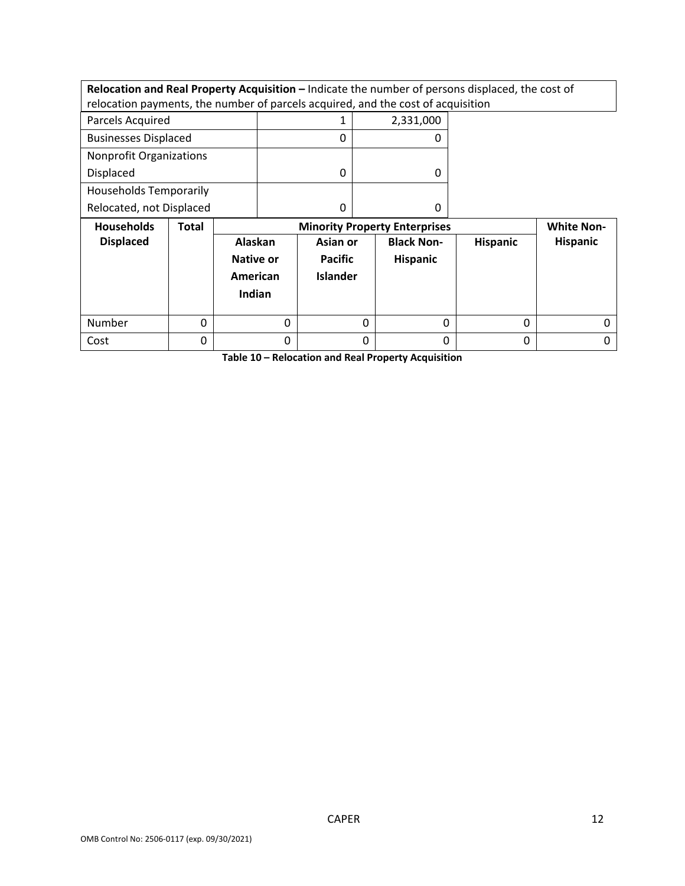**Relocation and Real Property Acquisition –** Indicate the number of persons displaced, the cost of relocation payments, the number of parcels acquired, and the cost of acquisition

| | | |
|---|---|---|
| Parcels Acquired | 1 | 2,331,000 |
| Businesses Displaced | 0 | 0 |
| Nonprofit Organizations Displaced | 0 | 0 |
| Households Temporarily Relocated, not Displaced | 0 | 0 |

| Households Displaced | Total | Minority Property Enterprises | | | | White Non-Hispanic |
|---|---|---|---|---|---|---|
| | | Alaskan Native or American Indian | Asian or Pacific Islander | Black Non-Hispanic | Hispanic | |
| Number | 0 | 0 | 0 | 0 | 0 | 0 |
| Cost | 0 | 0 | 0 | 0 | 0 | 0 |

**Table 10 – Relocation and Real Property Acquisition**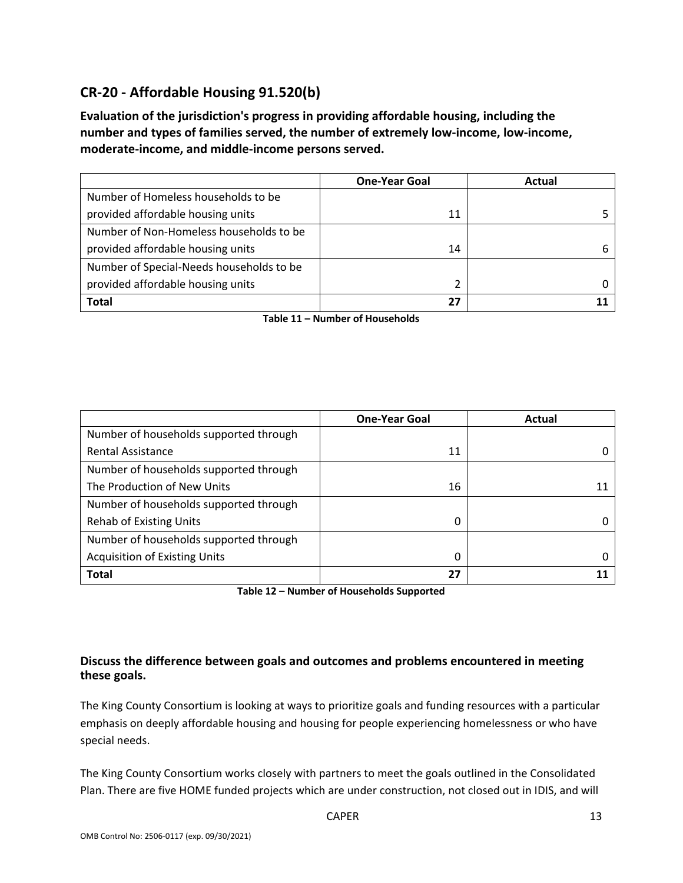## CR-20 - Affordable Housing 91.520(b)

**Evaluation of the jurisdiction's progress in providing affordable housing, including the number and types of families served, the number of extremely low-income, low-income, moderate-income, and middle-income persons served.**

| | One-Year Goal | Actual |
|---|---|---|
| Number of Homeless households to be provided affordable housing units | 11 | 5 |
| Number of Non-Homeless households to be provided affordable housing units | 14 | 6 |
| Number of Special-Needs households to be provided affordable housing units | 2 | 0 |
| **Total** | **27** | **11** |

**Table 11 – Number of Households**

| | One-Year Goal | Actual |
|---|---|---|
| Number of households supported through Rental Assistance | 11 | 0 |
| Number of households supported through The Production of New Units | 16 | 11 |
| Number of households supported through Rehab of Existing Units | 0 | 0 |
| Number of households supported through Acquisition of Existing Units | 0 | 0 |
| **Total** | **27** | **11** |

**Table 12 – Number of Households Supported**

### Discuss the difference between goals and outcomes and problems encountered in meeting these goals.

The King County Consortium is looking at ways to prioritize goals and funding resources with a particular emphasis on deeply affordable housing and housing for people experiencing homelessness or who have special needs.

The King County Consortium works closely with partners to meet the goals outlined in the Consolidated Plan. There are five HOME funded projects which are under construction, not closed out in IDIS, and will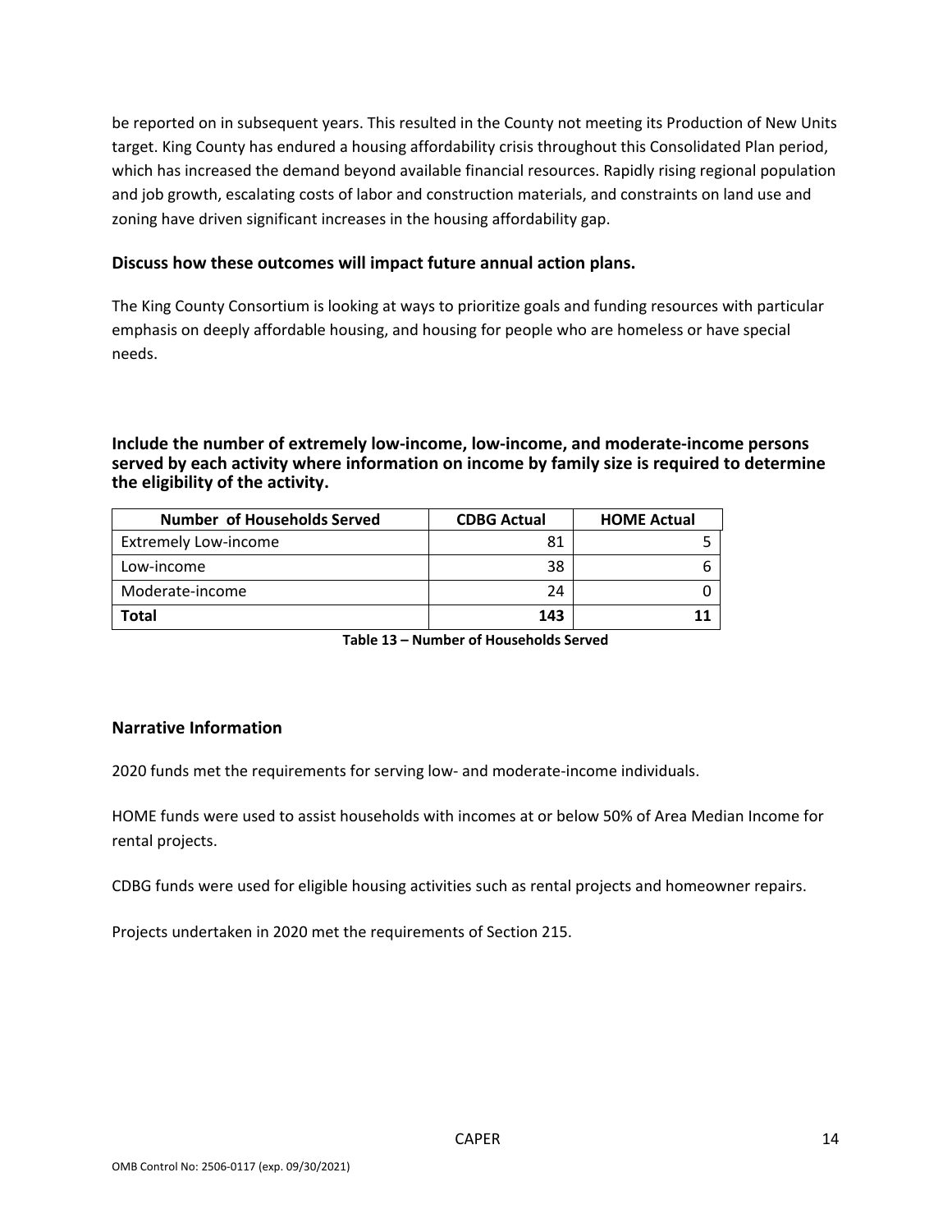be reported on in subsequent years. This resulted in the County not meeting its Production of New Units target. King County has endured a housing affordability crisis throughout this Consolidated Plan period, which has increased the demand beyond available financial resources. Rapidly rising regional population and job growth, escalating costs of labor and construction materials, and constraints on land use and zoning have driven significant increases in the housing affordability gap.

### Discuss how these outcomes will impact future annual action plans.

The King County Consortium is looking at ways to prioritize goals and funding resources with particular emphasis on deeply affordable housing, and housing for people who are homeless or have special needs.

### Include the number of extremely low-income, low-income, and moderate-income persons served by each activity where information on income by family size is required to determine the eligibility of the activity.

| Number of Households Served | CDBG Actual | HOME Actual |
|---|---|---|
| Extremely Low-income | 81 | 5 |
| Low-income | 38 | 6 |
| Moderate-income | 24 | 0 |
| **Total** | **143** | **11** |

**Table 13 – Number of Households Served**

### Narrative Information

2020 funds met the requirements for serving low- and moderate-income individuals.

HOME funds were used to assist households with incomes at or below 50% of Area Median Income for rental projects.

CDBG funds were used for eligible housing activities such as rental projects and homeowner repairs.

Projects undertaken in 2020 met the requirements of Section 215.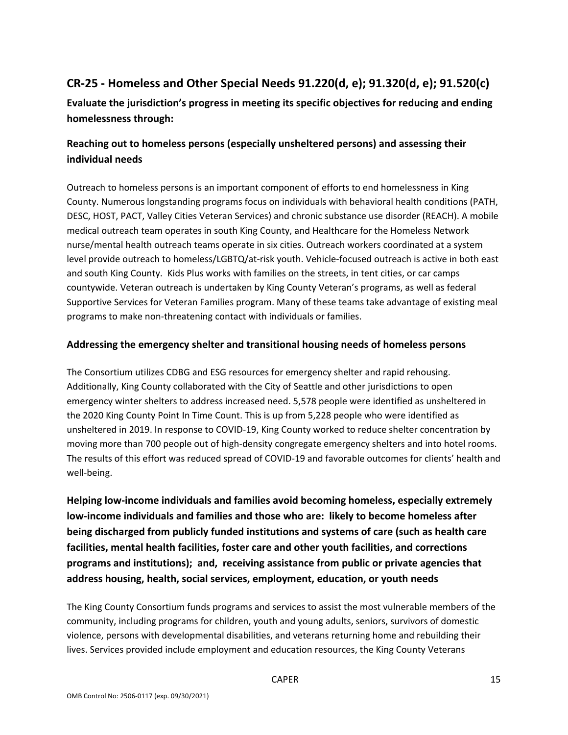## CR-25 - Homeless and Other Special Needs 91.220(d, e); 91.320(d, e); 91.520(c)

**Evaluate the jurisdiction's progress in meeting its specific objectives for reducing and ending homelessness through:**

### Reaching out to homeless persons (especially unsheltered persons) and assessing their individual needs

Outreach to homeless persons is an important component of efforts to end homelessness in King County. Numerous longstanding programs focus on individuals with behavioral health conditions (PATH, DESC, HOST, PACT, Valley Cities Veteran Services) and chronic substance use disorder (REACH). A mobile medical outreach team operates in south King County, and Healthcare for the Homeless Network nurse/mental health outreach teams operate in six cities. Outreach workers coordinated at a system level provide outreach to homeless/LGBTQ/at-risk youth. Vehicle-focused outreach is active in both east and south King County. Kids Plus works with families on the streets, in tent cities, or car camps countywide. Veteran outreach is undertaken by King County Veteran's programs, as well as federal Supportive Services for Veteran Families program. Many of these teams take advantage of existing meal programs to make non-threatening contact with individuals or families.

### Addressing the emergency shelter and transitional housing needs of homeless persons

The Consortium utilizes CDBG and ESG resources for emergency shelter and rapid rehousing. Additionally, King County collaborated with the City of Seattle and other jurisdictions to open emergency winter shelters to address increased need. 5,578 people were identified as unsheltered in the 2020 King County Point In Time Count. This is up from 5,228 people who were identified as unsheltered in 2019. In response to COVID-19, King County worked to reduce shelter concentration by moving more than 700 people out of high-density congregate emergency shelters and into hotel rooms. The results of this effort was reduced spread of COVID-19 and favorable outcomes for clients' health and well-being.

### Helping low-income individuals and families avoid becoming homeless, especially extremely low-income individuals and families and those who are: likely to become homeless after being discharged from publicly funded institutions and systems of care (such as health care facilities, mental health facilities, foster care and other youth facilities, and corrections programs and institutions); and, receiving assistance from public or private agencies that address housing, health, social services, employment, education, or youth needs

The King County Consortium funds programs and services to assist the most vulnerable members of the community, including programs for children, youth and young adults, seniors, survivors of domestic violence, persons with developmental disabilities, and veterans returning home and rebuilding their lives. Services provided include employment and education resources, the King County Veterans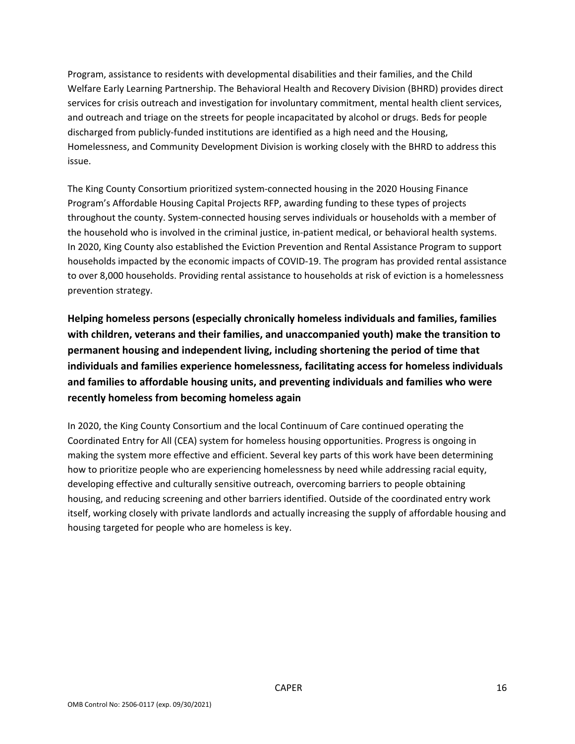Program, assistance to residents with developmental disabilities and their families, and the Child Welfare Early Learning Partnership. The Behavioral Health and Recovery Division (BHRD) provides direct services for crisis outreach and investigation for involuntary commitment, mental health client services, and outreach and triage on the streets for people incapacitated by alcohol or drugs. Beds for people discharged from publicly-funded institutions are identified as a high need and the Housing, Homelessness, and Community Development Division is working closely with the BHRD to address this issue.

The King County Consortium prioritized system-connected housing in the 2020 Housing Finance Program's Affordable Housing Capital Projects RFP, awarding funding to these types of projects throughout the county. System-connected housing serves individuals or households with a member of the household who is involved in the criminal justice, in-patient medical, or behavioral health systems. In 2020, King County also established the Eviction Prevention and Rental Assistance Program to support households impacted by the economic impacts of COVID-19. The program has provided rental assistance to over 8,000 households. Providing rental assistance to households at risk of eviction is a homelessness prevention strategy.

**Helping homeless persons (especially chronically homeless individuals and families, families with children, veterans and their families, and unaccompanied youth) make the transition to permanent housing and independent living, including shortening the period of time that individuals and families experience homelessness, facilitating access for homeless individuals and families to affordable housing units, and preventing individuals and families who were recently homeless from becoming homeless again**

In 2020, the King County Consortium and the local Continuum of Care continued operating the Coordinated Entry for All (CEA) system for homeless housing opportunities. Progress is ongoing in making the system more effective and efficient. Several key parts of this work have been determining how to prioritize people who are experiencing homelessness by need while addressing racial equity, developing effective and culturally sensitive outreach, overcoming barriers to people obtaining housing, and reducing screening and other barriers identified. Outside of the coordinated entry work itself, working closely with private landlords and actually increasing the supply of affordable housing and housing targeted for people who are homeless is key.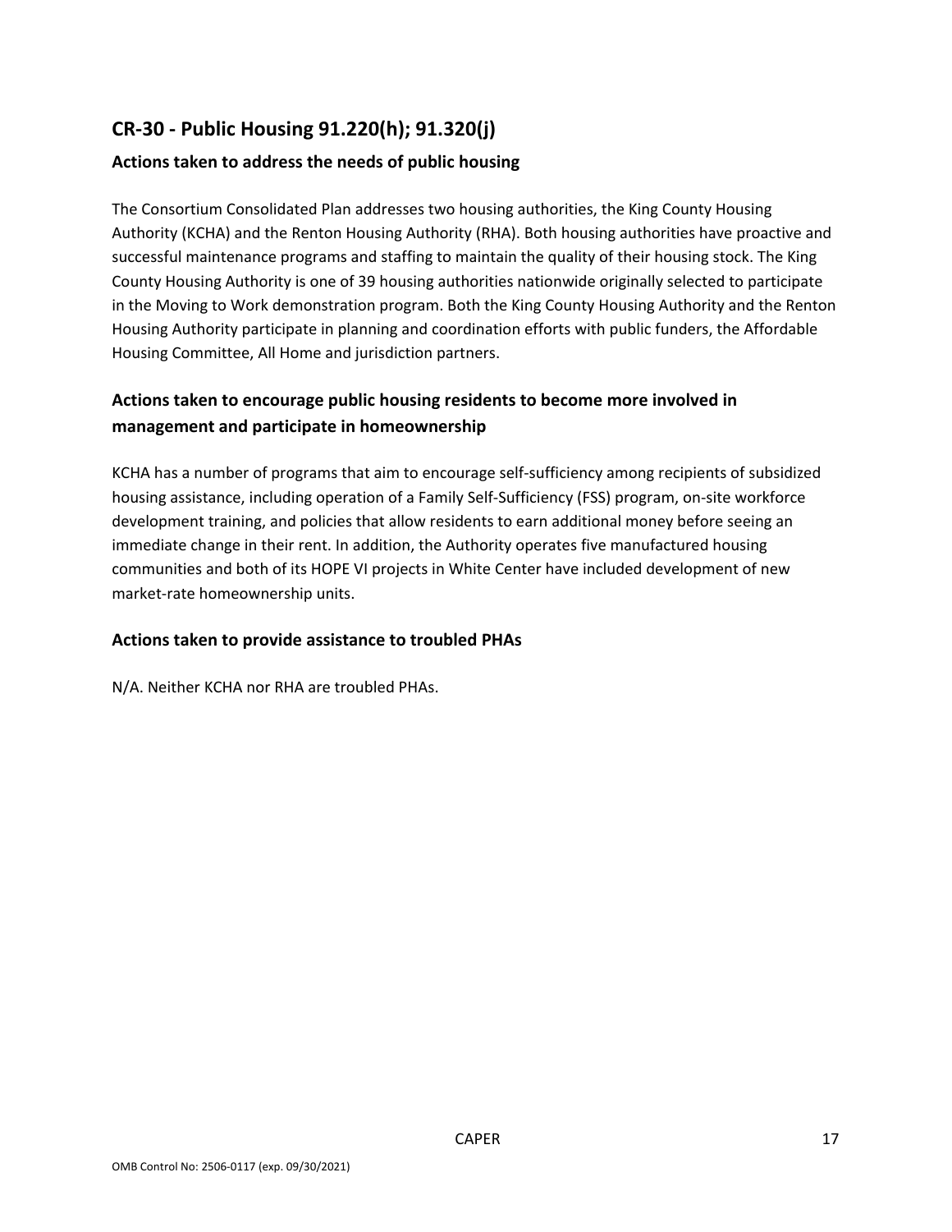## CR-30 - Public Housing 91.220(h); 91.320(j)

### Actions taken to address the needs of public housing

The Consortium Consolidated Plan addresses two housing authorities, the King County Housing Authority (KCHA) and the Renton Housing Authority (RHA). Both housing authorities have proactive and successful maintenance programs and staffing to maintain the quality of their housing stock. The King County Housing Authority is one of 39 housing authorities nationwide originally selected to participate in the Moving to Work demonstration program. Both the King County Housing Authority and the Renton Housing Authority participate in planning and coordination efforts with public funders, the Affordable Housing Committee, All Home and jurisdiction partners.

### Actions taken to encourage public housing residents to become more involved in management and participate in homeownership

KCHA has a number of programs that aim to encourage self-sufficiency among recipients of subsidized housing assistance, including operation of a Family Self-Sufficiency (FSS) program, on-site workforce development training, and policies that allow residents to earn additional money before seeing an immediate change in their rent. In addition, the Authority operates five manufactured housing communities and both of its HOPE VI projects in White Center have included development of new market-rate homeownership units.

### Actions taken to provide assistance to troubled PHAs

N/A. Neither KCHA nor RHA are troubled PHAs.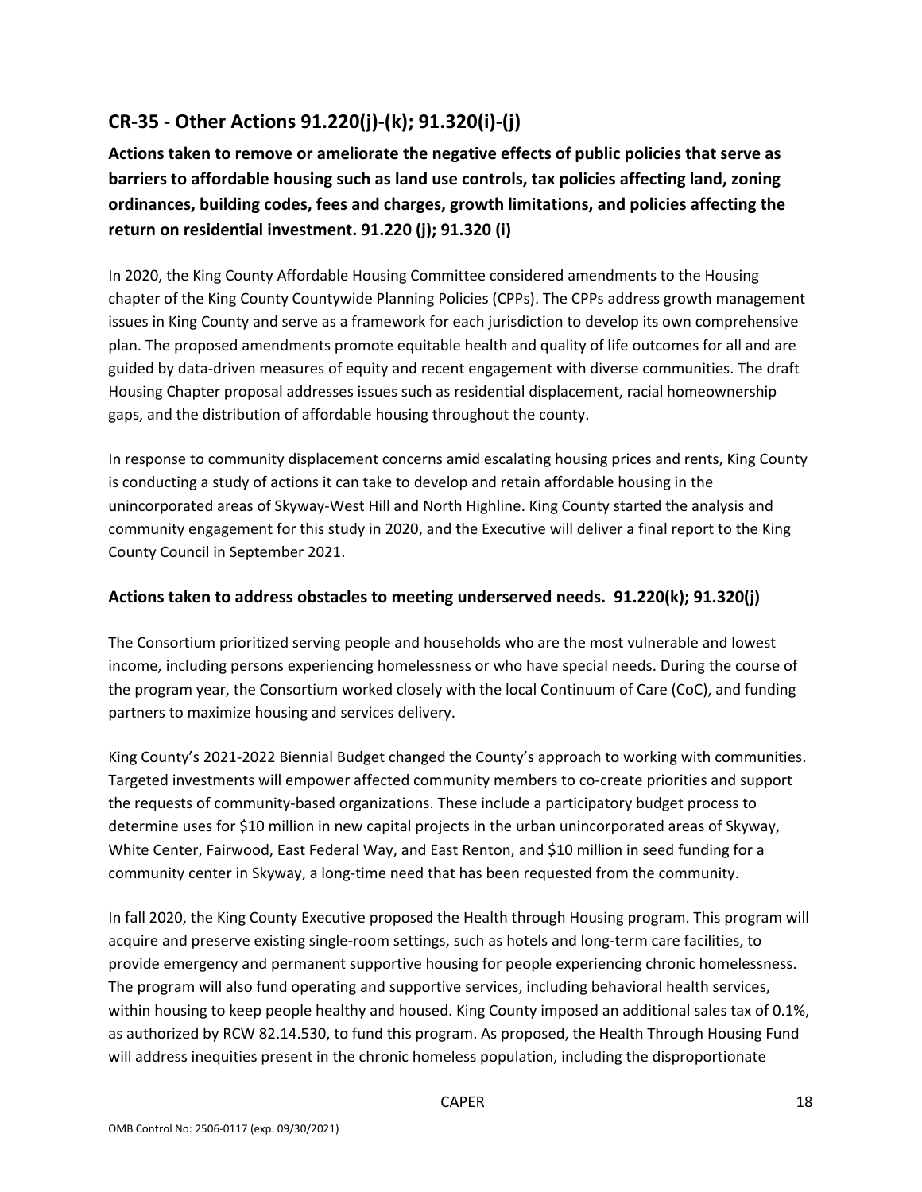## CR-35 - Other Actions 91.220(j)-(k); 91.320(i)-(j)

**Actions taken to remove or ameliorate the negative effects of public policies that serve as barriers to affordable housing such as land use controls, tax policies affecting land, zoning ordinances, building codes, fees and charges, growth limitations, and policies affecting the return on residential investment. 91.220 (j); 91.320 (i)**

In 2020, the King County Affordable Housing Committee considered amendments to the Housing chapter of the King County Countywide Planning Policies (CPPs). The CPPs address growth management issues in King County and serve as a framework for each jurisdiction to develop its own comprehensive plan. The proposed amendments promote equitable health and quality of life outcomes for all and are guided by data-driven measures of equity and recent engagement with diverse communities. The draft Housing Chapter proposal addresses issues such as residential displacement, racial homeownership gaps, and the distribution of affordable housing throughout the county.

In response to community displacement concerns amid escalating housing prices and rents, King County is conducting a study of actions it can take to develop and retain affordable housing in the unincorporated areas of Skyway-West Hill and North Highline. King County started the analysis and community engagement for this study in 2020, and the Executive will deliver a final report to the King County Council in September 2021.

### Actions taken to address obstacles to meeting underserved needs. 91.220(k); 91.320(j)

The Consortium prioritized serving people and households who are the most vulnerable and lowest income, including persons experiencing homelessness or who have special needs. During the course of the program year, the Consortium worked closely with the local Continuum of Care (CoC), and funding partners to maximize housing and services delivery.

King County's 2021-2022 Biennial Budget changed the County's approach to working with communities. Targeted investments will empower affected community members to co-create priorities and support the requests of community-based organizations. These include a participatory budget process to determine uses for $10 million in new capital projects in the urban unincorporated areas of Skyway, White Center, Fairwood, East Federal Way, and East Renton, and $10 million in seed funding for a community center in Skyway, a long-time need that has been requested from the community.

In fall 2020, the King County Executive proposed the Health through Housing program. This program will acquire and preserve existing single-room settings, such as hotels and long-term care facilities, to provide emergency and permanent supportive housing for people experiencing chronic homelessness. The program will also fund operating and supportive services, including behavioral health services, within housing to keep people healthy and housed. King County imposed an additional sales tax of 0.1%, as authorized by RCW 82.14.530, to fund this program. As proposed, the Health Through Housing Fund will address inequities present in the chronic homeless population, including the disproportionate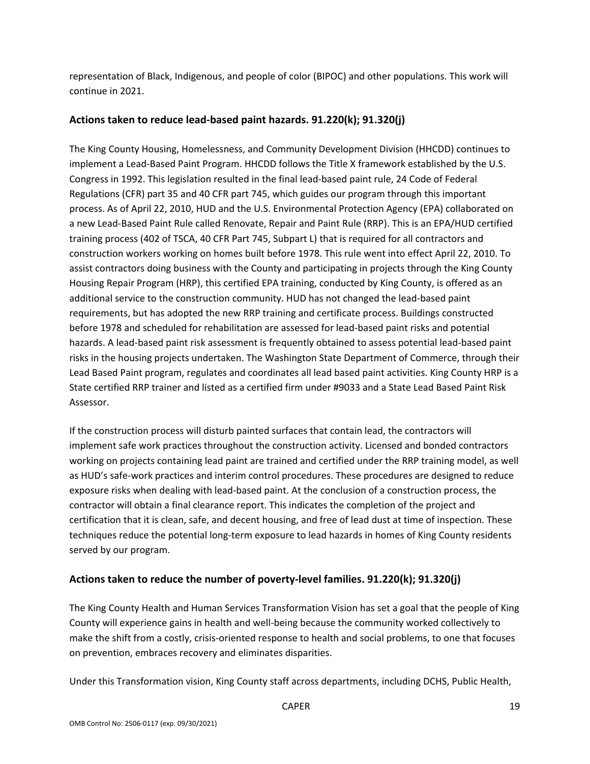representation of Black, Indigenous, and people of color (BIPOC) and other populations. This work will continue in 2021.

## Actions taken to reduce lead-based paint hazards. 91.220(k); 91.320(j)

The King County Housing, Homelessness, and Community Development Division (HHCDD) continues to implement a Lead-Based Paint Program. HHCDD follows the Title X framework established by the U.S. Congress in 1992. This legislation resulted in the final lead-based paint rule, 24 Code of Federal Regulations (CFR) part 35 and 40 CFR part 745, which guides our program through this important process. As of April 22, 2010, HUD and the U.S. Environmental Protection Agency (EPA) collaborated on a new Lead-Based Paint Rule called Renovate, Repair and Paint Rule (RRP). This is an EPA/HUD certified training process (402 of TSCA, 40 CFR Part 745, Subpart L) that is required for all contractors and construction workers working on homes built before 1978. This rule went into effect April 22, 2010. To assist contractors doing business with the County and participating in projects through the King County Housing Repair Program (HRP), this certified EPA training, conducted by King County, is offered as an additional service to the construction community. HUD has not changed the lead-based paint requirements, but has adopted the new RRP training and certificate process. Buildings constructed before 1978 and scheduled for rehabilitation are assessed for lead-based paint risks and potential hazards. A lead-based paint risk assessment is frequently obtained to assess potential lead-based paint risks in the housing projects undertaken. The Washington State Department of Commerce, through their Lead Based Paint program, regulates and coordinates all lead based paint activities. King County HRP is a State certified RRP trainer and listed as a certified firm under #9033 and a State Lead Based Paint Risk Assessor.

If the construction process will disturb painted surfaces that contain lead, the contractors will implement safe work practices throughout the construction activity. Licensed and bonded contractors working on projects containing lead paint are trained and certified under the RRP training model, as well as HUD's safe-work practices and interim control procedures. These procedures are designed to reduce exposure risks when dealing with lead-based paint. At the conclusion of a construction process, the contractor will obtain a final clearance report. This indicates the completion of the project and certification that it is clean, safe, and decent housing, and free of lead dust at time of inspection. These techniques reduce the potential long-term exposure to lead hazards in homes of King County residents served by our program.

## Actions taken to reduce the number of poverty-level families. 91.220(k); 91.320(j)

The King County Health and Human Services Transformation Vision has set a goal that the people of King County will experience gains in health and well-being because the community worked collectively to make the shift from a costly, crisis-oriented response to health and social problems, to one that focuses on prevention, embraces recovery and eliminates disparities.

Under this Transformation vision, King County staff across departments, including DCHS, Public Health,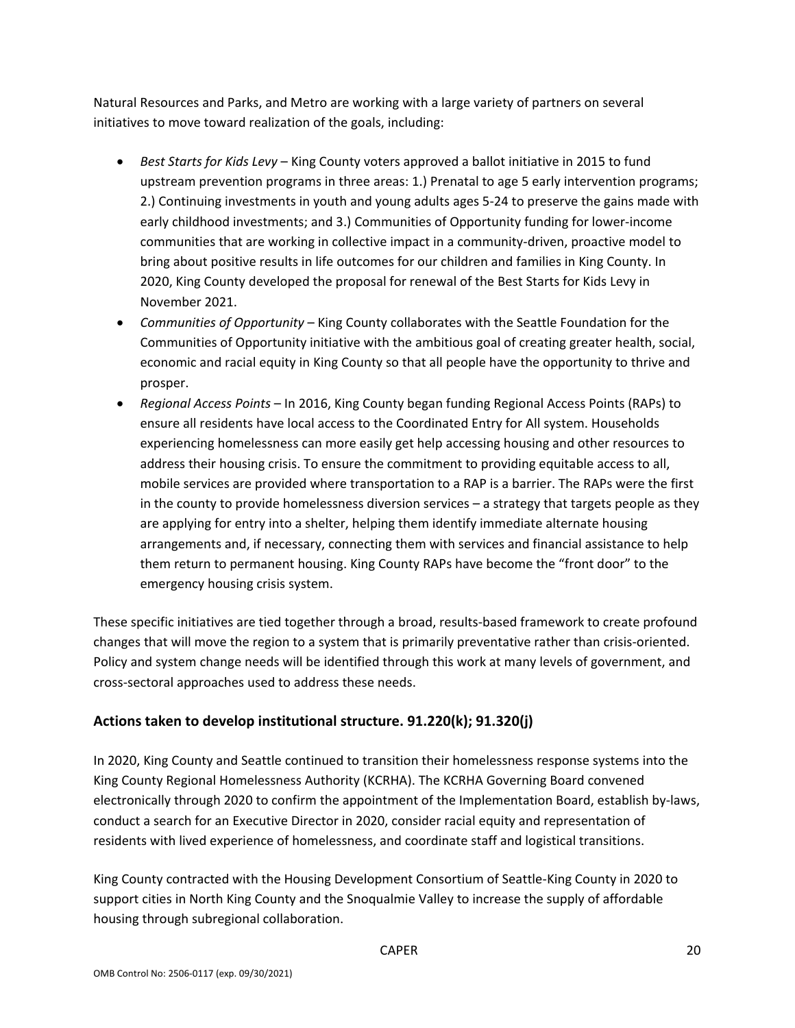Natural Resources and Parks, and Metro are working with a large variety of partners on several initiatives to move toward realization of the goals, including:

- *Best Starts for Kids Levy* – King County voters approved a ballot initiative in 2015 to fund upstream prevention programs in three areas: 1.) Prenatal to age 5 early intervention programs; 2.) Continuing investments in youth and young adults ages 5-24 to preserve the gains made with early childhood investments; and 3.) Communities of Opportunity funding for lower-income communities that are working in collective impact in a community-driven, proactive model to bring about positive results in life outcomes for our children and families in King County. In 2020, King County developed the proposal for renewal of the Best Starts for Kids Levy in November 2021.
- *Communities of Opportunity* – King County collaborates with the Seattle Foundation for the Communities of Opportunity initiative with the ambitious goal of creating greater health, social, economic and racial equity in King County so that all people have the opportunity to thrive and prosper.
- *Regional Access Points* – In 2016, King County began funding Regional Access Points (RAPs) to ensure all residents have local access to the Coordinated Entry for All system. Households experiencing homelessness can more easily get help accessing housing and other resources to address their housing crisis. To ensure the commitment to providing equitable access to all, mobile services are provided where transportation to a RAP is a barrier. The RAPs were the first in the county to provide homelessness diversion services – a strategy that targets people as they are applying for entry into a shelter, helping them identify immediate alternate housing arrangements and, if necessary, connecting them with services and financial assistance to help them return to permanent housing. King County RAPs have become the "front door" to the emergency housing crisis system.

These specific initiatives are tied together through a broad, results-based framework to create profound changes that will move the region to a system that is primarily preventative rather than crisis-oriented. Policy and system change needs will be identified through this work at many levels of government, and cross-sectoral approaches used to address these needs.

## Actions taken to develop institutional structure. 91.220(k); 91.320(j)

In 2020, King County and Seattle continued to transition their homelessness response systems into the King County Regional Homelessness Authority (KCRHA). The KCRHA Governing Board convened electronically through 2020 to confirm the appointment of the Implementation Board, establish by-laws, conduct a search for an Executive Director in 2020, consider racial equity and representation of residents with lived experience of homelessness, and coordinate staff and logistical transitions.

King County contracted with the Housing Development Consortium of Seattle-King County in 2020 to support cities in North King County and the Snoqualmie Valley to increase the supply of affordable housing through subregional collaboration.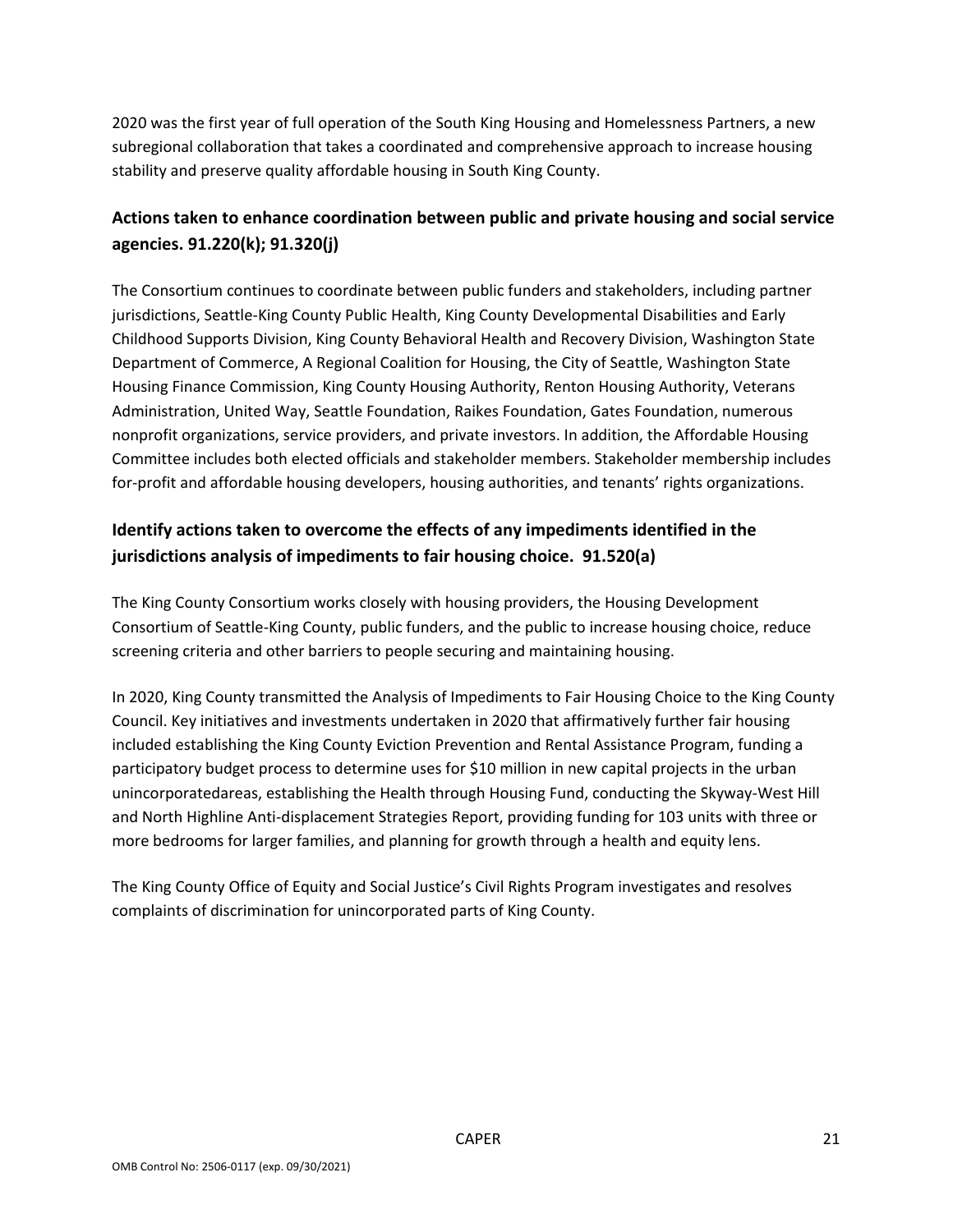2020 was the first year of full operation of the South King Housing and Homelessness Partners, a new subregional collaboration that takes a coordinated and comprehensive approach to increase housing stability and preserve quality affordable housing in South King County.

## Actions taken to enhance coordination between public and private housing and social service agencies. 91.220(k); 91.320(j)

The Consortium continues to coordinate between public funders and stakeholders, including partner jurisdictions, Seattle-King County Public Health, King County Developmental Disabilities and Early Childhood Supports Division, King County Behavioral Health and Recovery Division, Washington State Department of Commerce, A Regional Coalition for Housing, the City of Seattle, Washington State Housing Finance Commission, King County Housing Authority, Renton Housing Authority, Veterans Administration, United Way, Seattle Foundation, Raikes Foundation, Gates Foundation, numerous nonprofit organizations, service providers, and private investors. In addition, the Affordable Housing Committee includes both elected officials and stakeholder members. Stakeholder membership includes for-profit and affordable housing developers, housing authorities, and tenants' rights organizations.

## Identify actions taken to overcome the effects of any impediments identified in the jurisdictions analysis of impediments to fair housing choice. 91.520(a)

The King County Consortium works closely with housing providers, the Housing Development Consortium of Seattle-King County, public funders, and the public to increase housing choice, reduce screening criteria and other barriers to people securing and maintaining housing.

In 2020, King County transmitted the Analysis of Impediments to Fair Housing Choice to the King County Council. Key initiatives and investments undertaken in 2020 that affirmatively further fair housing included establishing the King County Eviction Prevention and Rental Assistance Program, funding a participatory budget process to determine uses for $10 million in new capital projects in the urban unincorporatedareas, establishing the Health through Housing Fund, conducting the Skyway-West Hill and North Highline Anti-displacement Strategies Report, providing funding for 103 units with three or more bedrooms for larger families, and planning for growth through a health and equity lens.

The King County Office of Equity and Social Justice's Civil Rights Program investigates and resolves complaints of discrimination for unincorporated parts of King County.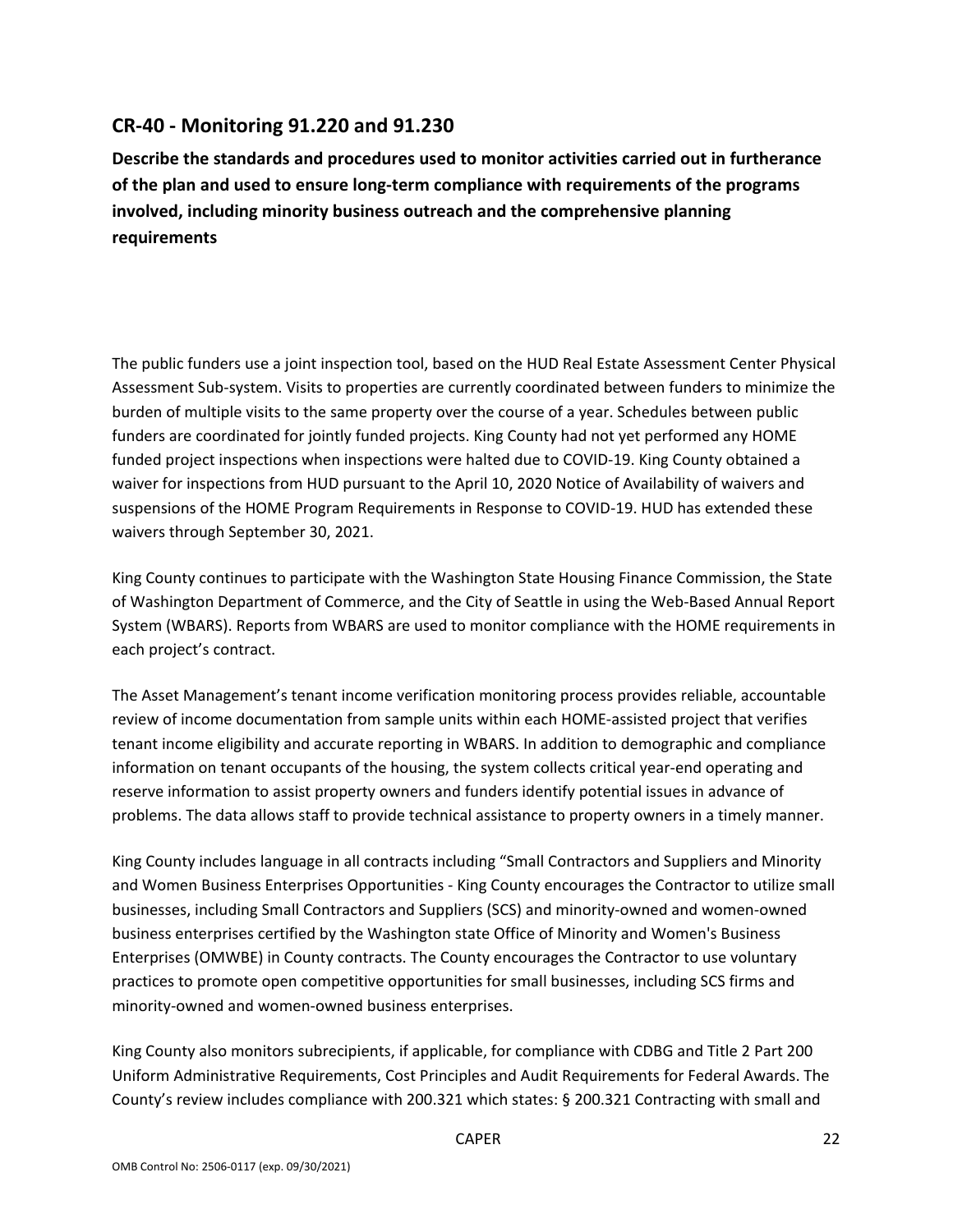## CR-40 - Monitoring 91.220 and 91.230

**Describe the standards and procedures used to monitor activities carried out in furtherance of the plan and used to ensure long-term compliance with requirements of the programs involved, including minority business outreach and the comprehensive planning requirements**

The public funders use a joint inspection tool, based on the HUD Real Estate Assessment Center Physical Assessment Sub-system. Visits to properties are currently coordinated between funders to minimize the burden of multiple visits to the same property over the course of a year. Schedules between public funders are coordinated for jointly funded projects. King County had not yet performed any HOME funded project inspections when inspections were halted due to COVID-19. King County obtained a waiver for inspections from HUD pursuant to the April 10, 2020 Notice of Availability of waivers and suspensions of the HOME Program Requirements in Response to COVID-19. HUD has extended these waivers through September 30, 2021.

King County continues to participate with the Washington State Housing Finance Commission, the State of Washington Department of Commerce, and the City of Seattle in using the Web-Based Annual Report System (WBARS). Reports from WBARS are used to monitor compliance with the HOME requirements in each project's contract.

The Asset Management's tenant income verification monitoring process provides reliable, accountable review of income documentation from sample units within each HOME-assisted project that verifies tenant income eligibility and accurate reporting in WBARS. In addition to demographic and compliance information on tenant occupants of the housing, the system collects critical year-end operating and reserve information to assist property owners and funders identify potential issues in advance of problems. The data allows staff to provide technical assistance to property owners in a timely manner.

King County includes language in all contracts including "Small Contractors and Suppliers and Minority and Women Business Enterprises Opportunities - King County encourages the Contractor to utilize small businesses, including Small Contractors and Suppliers (SCS) and minority-owned and women-owned business enterprises certified by the Washington state Office of Minority and Women's Business Enterprises (OMWBE) in County contracts. The County encourages the Contractor to use voluntary practices to promote open competitive opportunities for small businesses, including SCS firms and minority-owned and women-owned business enterprises.

King County also monitors subrecipients, if applicable, for compliance with CDBG and Title 2 Part 200 Uniform Administrative Requirements, Cost Principles and Audit Requirements for Federal Awards. The County's review includes compliance with 200.321 which states: § 200.321 Contracting with small and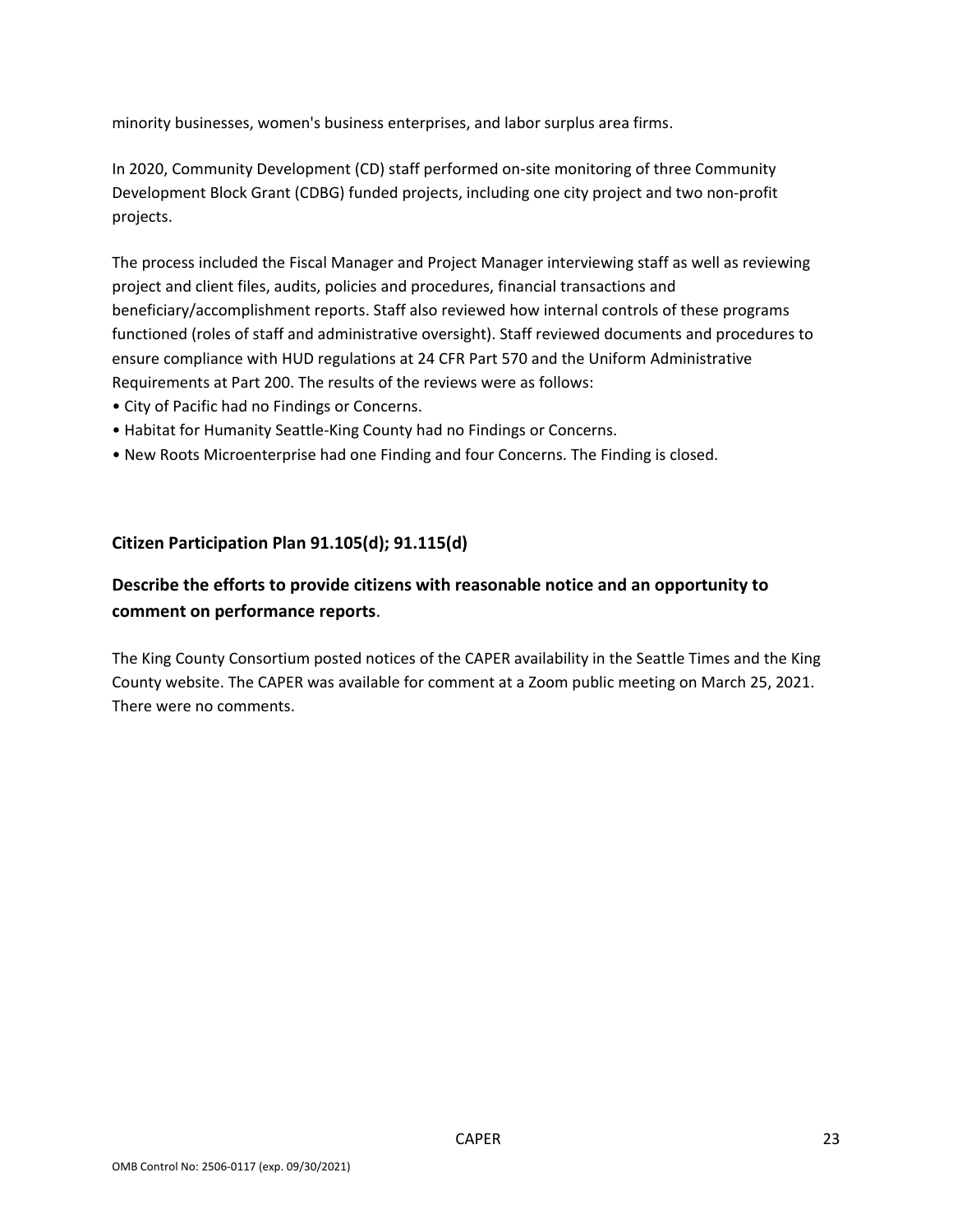minority businesses, women's business enterprises, and labor surplus area firms.

In 2020, Community Development (CD) staff performed on-site monitoring of three Community Development Block Grant (CDBG) funded projects, including one city project and two non-profit projects.

The process included the Fiscal Manager and Project Manager interviewing staff as well as reviewing project and client files, audits, policies and procedures, financial transactions and beneficiary/accomplishment reports. Staff also reviewed how internal controls of these programs functioned (roles of staff and administrative oversight). Staff reviewed documents and procedures to ensure compliance with HUD regulations at 24 CFR Part 570 and the Uniform Administrative Requirements at Part 200. The results of the reviews were as follows:

- City of Pacific had no Findings or Concerns.
- Habitat for Humanity Seattle-King County had no Findings or Concerns.
- New Roots Microenterprise had one Finding and four Concerns. The Finding is closed.

## Citizen Participation Plan 91.105(d); 91.115(d)

## Describe the efforts to provide citizens with reasonable notice and an opportunity to comment on performance reports.

The King County Consortium posted notices of the CAPER availability in the Seattle Times and the King County website. The CAPER was available for comment at a Zoom public meeting on March 25, 2021. There were no comments.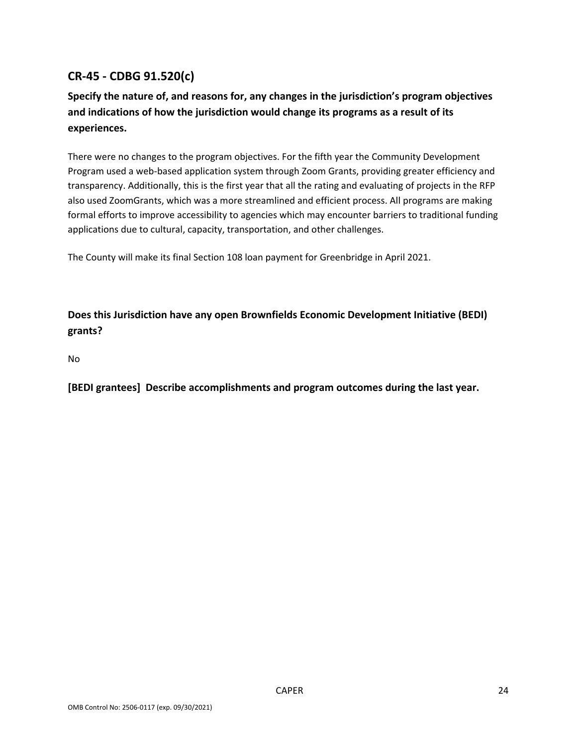## CR-45 - CDBG 91.520(c)

**Specify the nature of, and reasons for, any changes in the jurisdiction's program objectives and indications of how the jurisdiction would change its programs as a result of its experiences.**

There were no changes to the program objectives. For the fifth year the Community Development Program used a web-based application system through Zoom Grants, providing greater efficiency and transparency. Additionally, this is the first year that all the rating and evaluating of projects in the RFP also used ZoomGrants, which was a more streamlined and efficient process. All programs are making formal efforts to improve accessibility to agencies which may encounter barriers to traditional funding applications due to cultural, capacity, transportation, and other challenges.

The County will make its final Section 108 loan payment for Greenbridge in April 2021.

**Does this Jurisdiction have any open Brownfields Economic Development Initiative (BEDI) grants?**

No

**[BEDI grantees] Describe accomplishments and program outcomes during the last year.**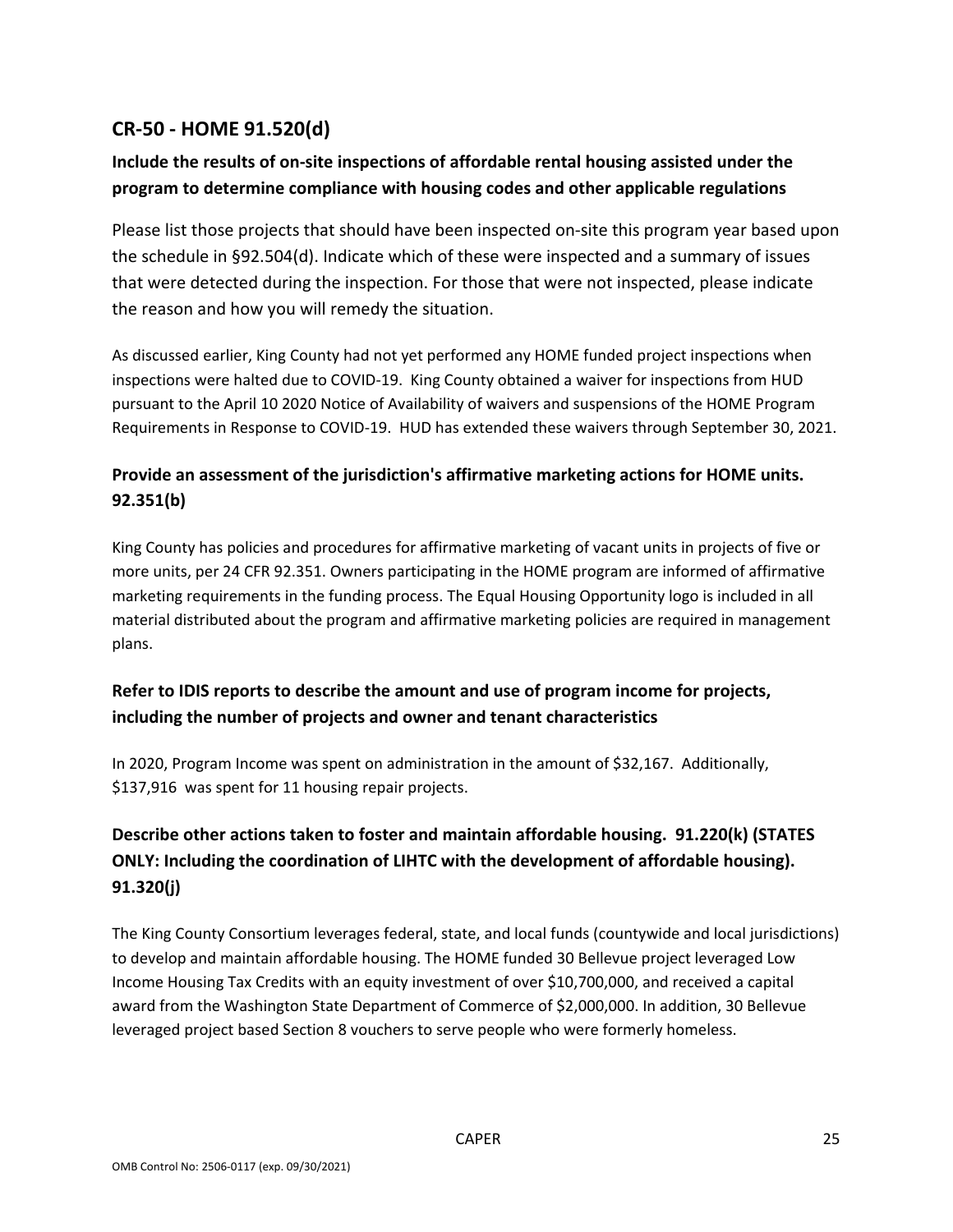## CR-50 - HOME 91.520(d)

### Include the results of on-site inspections of affordable rental housing assisted under the program to determine compliance with housing codes and other applicable regulations

Please list those projects that should have been inspected on-site this program year based upon the schedule in §92.504(d). Indicate which of these were inspected and a summary of issues that were detected during the inspection. For those that were not inspected, please indicate the reason and how you will remedy the situation.

As discussed earlier, King County had not yet performed any HOME funded project inspections when inspections were halted due to COVID-19. King County obtained a waiver for inspections from HUD pursuant to the April 10 2020 Notice of Availability of waivers and suspensions of the HOME Program Requirements in Response to COVID-19. HUD has extended these waivers through September 30, 2021.

### Provide an assessment of the jurisdiction's affirmative marketing actions for HOME units. 92.351(b)

King County has policies and procedures for affirmative marketing of vacant units in projects of five or more units, per 24 CFR 92.351. Owners participating in the HOME program are informed of affirmative marketing requirements in the funding process. The Equal Housing Opportunity logo is included in all material distributed about the program and affirmative marketing policies are required in management plans.

### Refer to IDIS reports to describe the amount and use of program income for projects, including the number of projects and owner and tenant characteristics

In 2020, Program Income was spent on administration in the amount of $32,167. Additionally, $137,916 was spent for 11 housing repair projects.

### Describe other actions taken to foster and maintain affordable housing. 91.220(k) (STATES ONLY: Including the coordination of LIHTC with the development of affordable housing). 91.320(j)

The King County Consortium leverages federal, state, and local funds (countywide and local jurisdictions) to develop and maintain affordable housing. The HOME funded 30 Bellevue project leveraged Low Income Housing Tax Credits with an equity investment of over $10,700,000, and received a capital award from the Washington State Department of Commerce of $2,000,000. In addition, 30 Bellevue leveraged project based Section 8 vouchers to serve people who were formerly homeless.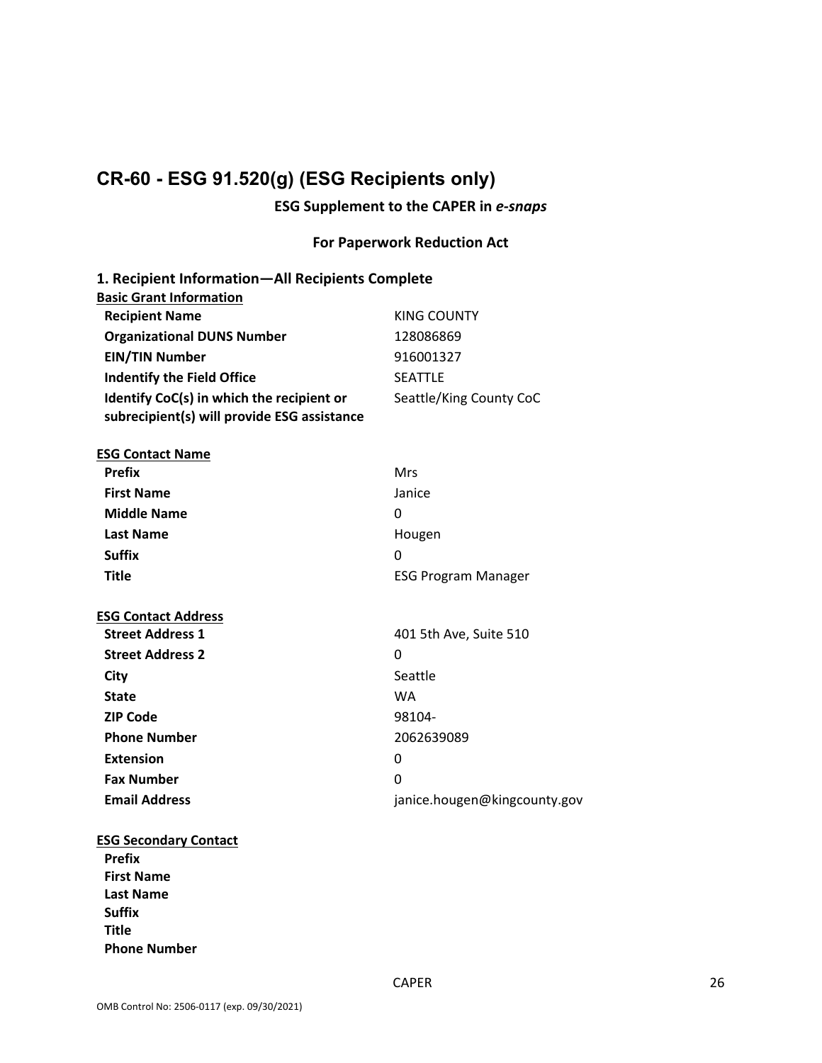## CR-60 - ESG 91.520(g) (ESG Recipients only)

**ESG Supplement to the CAPER in *e-snaps***

**For Paperwork Reduction Act**

### 1. Recipient Information—All Recipients Complete

**Basic Grant Information**

| | |
|---|---|
| **Recipient Name** | KING COUNTY |
| **Organizational DUNS Number** | 128086869 |
| **EIN/TIN Number** | 916001327 |
| **Indentify the Field Office** | SEATTLE |
| **Identify CoC(s) in which the recipient or subrecipient(s) will provide ESG assistance** | Seattle/King County CoC |

**ESG Contact Name**

| | |
|---|---|
| **Prefix** | Mrs |
| **First Name** | Janice |
| **Middle Name** | 0 |
| **Last Name** | Hougen |
| **Suffix** | 0 |
| **Title** | ESG Program Manager |

**ESG Contact Address**

| | |
|---|---|
| **Street Address 1** | 401 5th Ave, Suite 510 |
| **Street Address 2** | 0 |
| **City** | Seattle |
| **State** | WA |
| **ZIP Code** | 98104- |
| **Phone Number** | 2062639089 |
| **Extension** | 0 |
| **Fax Number** | 0 |
| **Email Address** | janice.hougen@kingcounty.gov |

**ESG Secondary Contact**

| | |
|---|---|
| **Prefix** | |
| **First Name** | |
| **Last Name** | |
| **Suffix** | |
| **Title** | |
| **Phone Number** | |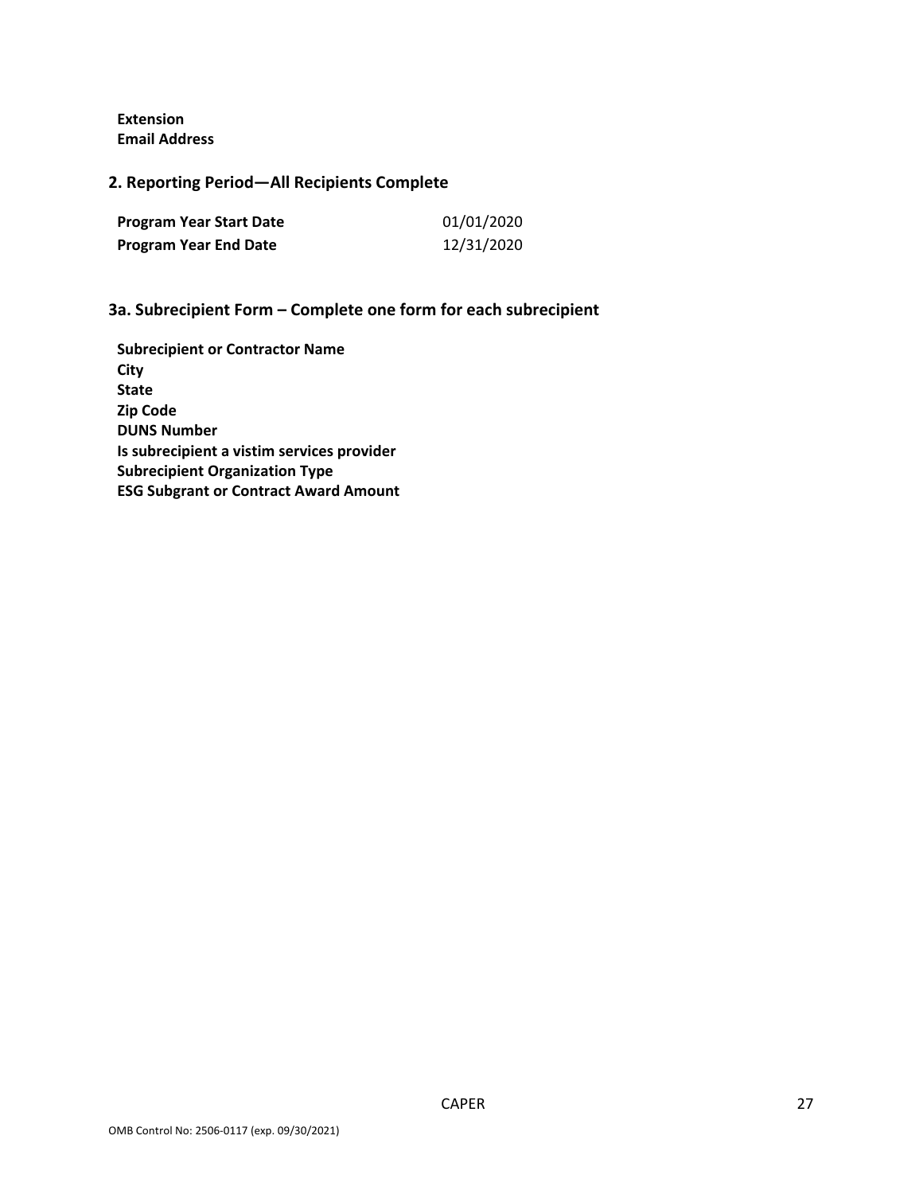**Extension**
**Email Address**

## 2. Reporting Period—All Recipients Complete

| | |
|---|---|
| **Program Year Start Date** | 01/01/2020 |
| **Program Year End Date** | 12/31/2020 |

## 3a. Subrecipient Form – Complete one form for each subrecipient

**Subrecipient or Contractor Name**
**City**
**State**
**Zip Code**
**DUNS Number**
**Is subrecipient a vistim services provider**
**Subrecipient Organization Type**
**ESG Subgrant or Contract Award Amount**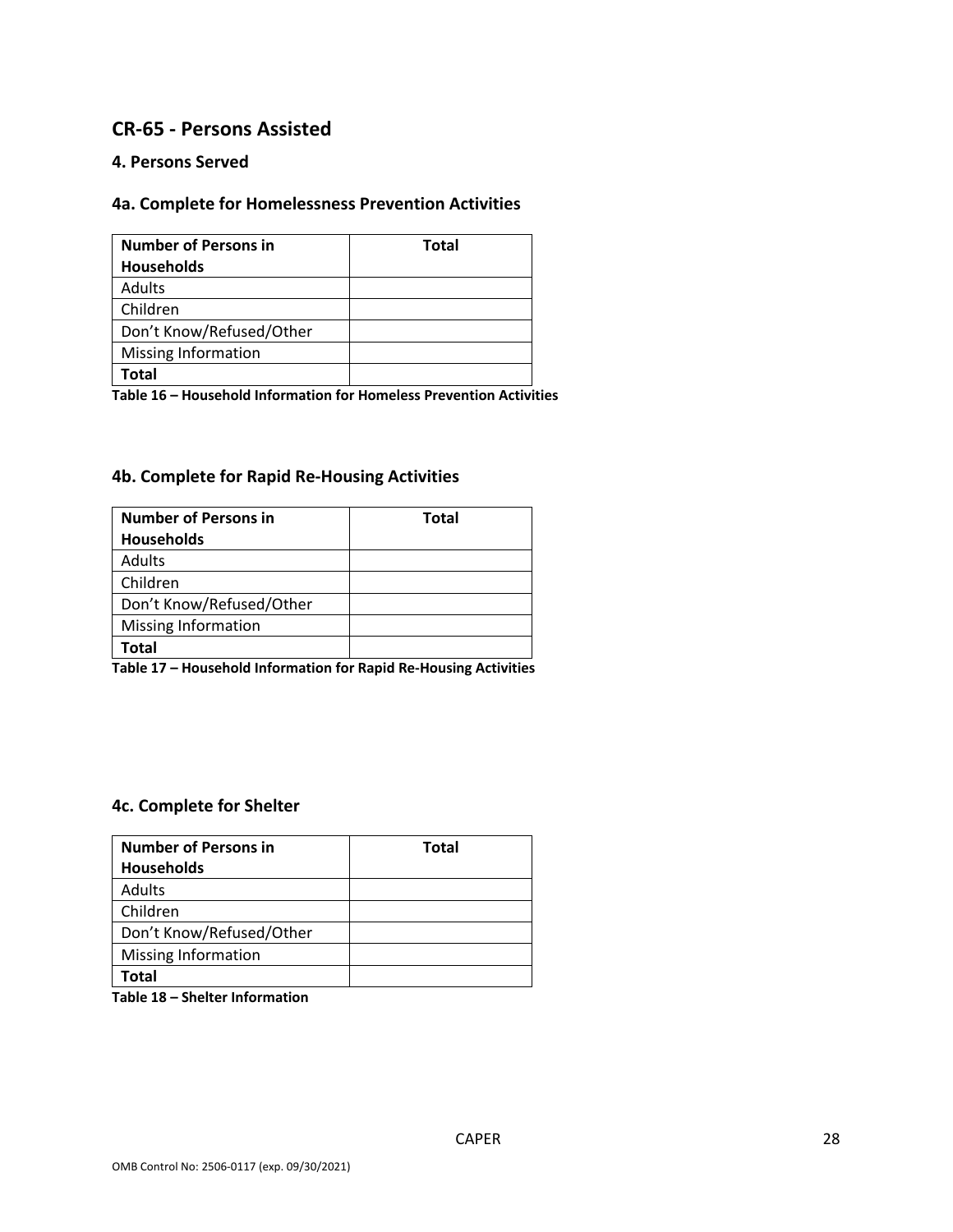## CR-65 - Persons Assisted

### 4. Persons Served

### 4a. Complete for Homelessness Prevention Activities

| Number of Persons in Households | Total |
| --- | --- |
| Adults | |
| Children | |
| Don't Know/Refused/Other | |
| Missing Information | |
| **Total** | |

**Table 16 – Household Information for Homeless Prevention Activities**

### 4b. Complete for Rapid Re-Housing Activities

| Number of Persons in Households | Total |
| --- | --- |
| Adults | |
| Children | |
| Don't Know/Refused/Other | |
| Missing Information | |
| **Total** | |

**Table 17 – Household Information for Rapid Re-Housing Activities**

### 4c. Complete for Shelter

| Number of Persons in Households | Total |
| --- | --- |
| Adults | |
| Children | |
| Don't Know/Refused/Other | |
| Missing Information | |
| **Total** | |

**Table 18 – Shelter Information**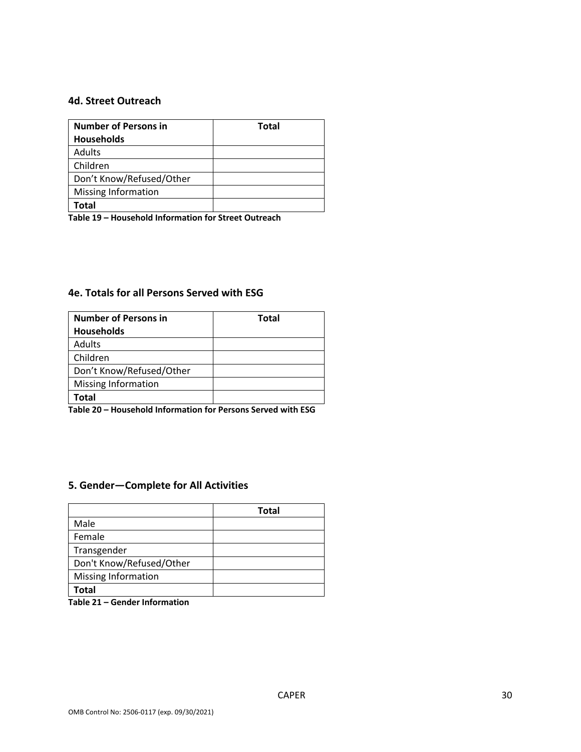### 4d. Street Outreach

| Number of Persons in Households | Total |
|---|---|
| Adults | |
| Children | |
| Don't Know/Refused/Other | |
| Missing Information | |
| **Total** | |

**Table 19 – Household Information for Street Outreach**

### 4e. Totals for all Persons Served with ESG

| Number of Persons in Households | Total |
|---|---|
| Adults | |
| Children | |
| Don't Know/Refused/Other | |
| Missing Information | |
| **Total** | |

**Table 20 – Household Information for Persons Served with ESG**

### 5. Gender—Complete for All Activities

| | Total |
|---|---|
| Male | |
| Female | |
| Transgender | |
| Don't Know/Refused/Other | |
| Missing Information | |
| **Total** | |

**Table 21 – Gender Information**

OMB Control No: 2506-0117 (exp. 09/30/2021)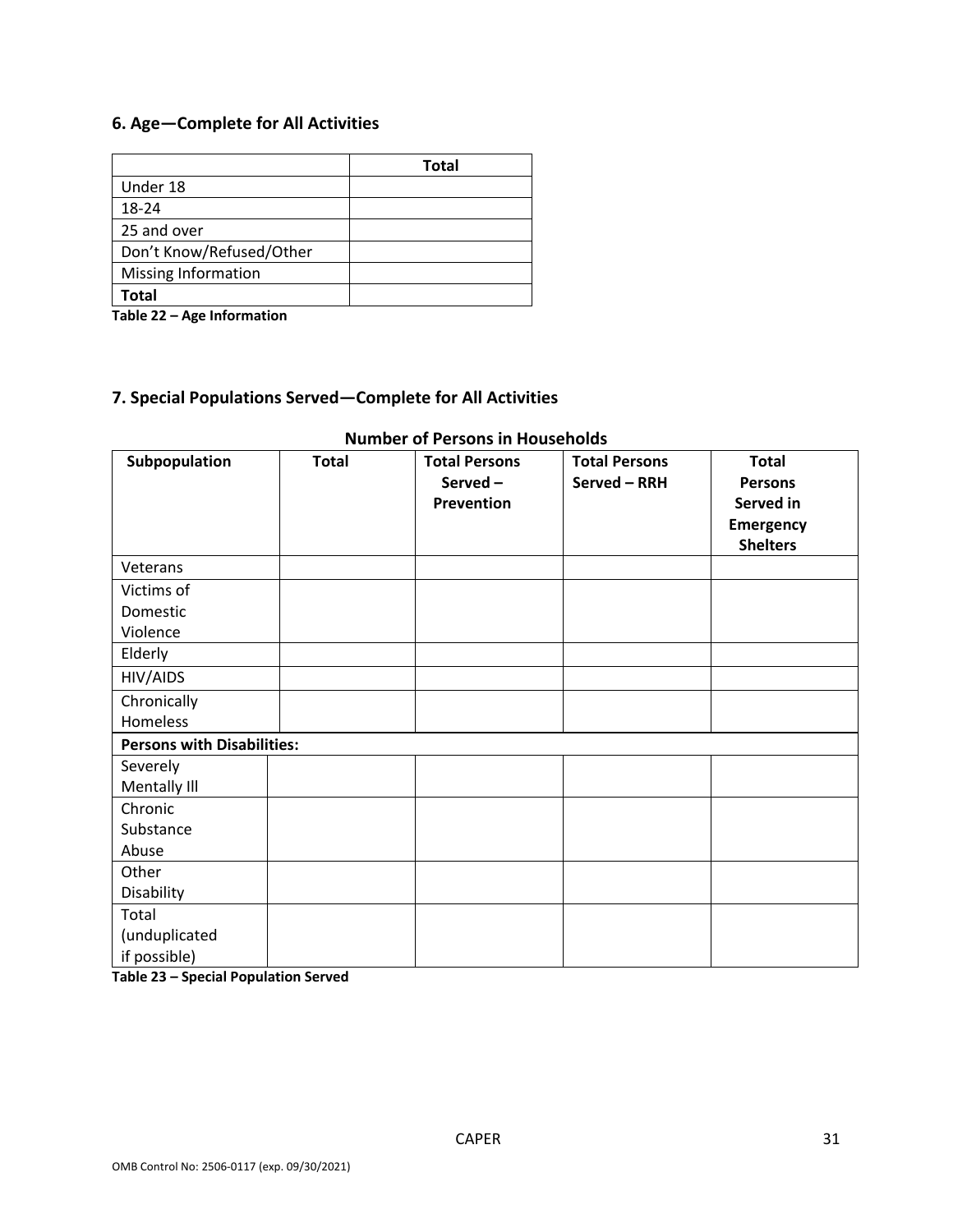## 6. Age—Complete for All Activities

| | Total |
|---|---|
| Under 18 | |
| 18-24 | |
| 25 and over | |
| Don't Know/Refused/Other | |
| Missing Information | |
| **Total** | |

**Table 22 – Age Information**

## 7. Special Populations Served—Complete for All Activities

**Number of Persons in Households**

| Subpopulation | Total | Total Persons Served – Prevention | Total Persons Served – RRH | Total Persons Served in Emergency Shelters |
|---|---|---|---|---|
| Veterans | | | | |
| Victims of Domestic Violence | | | | |
| Elderly | | | | |
| HIV/AIDS | | | | |
| Chronically Homeless | | | | |
| **Persons with Disabilities:** | | | | |
| Severely Mentally Ill | | | | |
| Chronic Substance Abuse | | | | |
| Other Disability | | | | |
| Total (unduplicated if possible) | | | | |

**Table 23 – Special Population Served**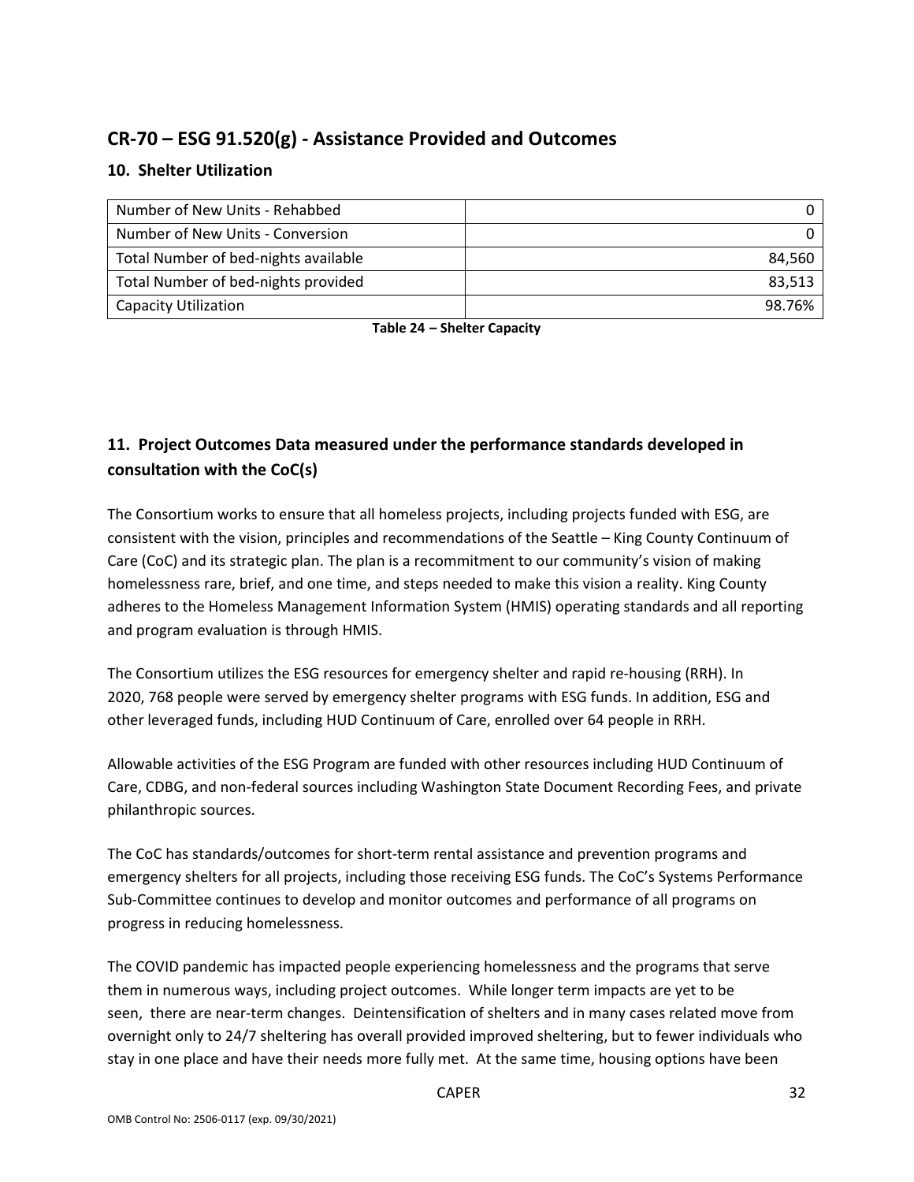## CR-70 – ESG 91.520(g) - Assistance Provided and Outcomes

### 10. Shelter Utilization

| | |
|---|---|
| Number of New Units - Rehabbed | 0 |
| Number of New Units - Conversion | 0 |
| Total Number of bed-nights available | 84,560 |
| Total Number of bed-nights provided | 83,513 |
| Capacity Utilization | 98.76% |

**Table 24 – Shelter Capacity**

### 11. Project Outcomes Data measured under the performance standards developed in consultation with the CoC(s)

The Consortium works to ensure that all homeless projects, including projects funded with ESG, are consistent with the vision, principles and recommendations of the Seattle – King County Continuum of Care (CoC) and its strategic plan. The plan is a recommitment to our community's vision of making homelessness rare, brief, and one time, and steps needed to make this vision a reality. King County adheres to the Homeless Management Information System (HMIS) operating standards and all reporting and program evaluation is through HMIS.

The Consortium utilizes the ESG resources for emergency shelter and rapid re-housing (RRH). In 2020, 768 people were served by emergency shelter programs with ESG funds. In addition, ESG and other leveraged funds, including HUD Continuum of Care, enrolled over 64 people in RRH.

Allowable activities of the ESG Program are funded with other resources including HUD Continuum of Care, CDBG, and non-federal sources including Washington State Document Recording Fees, and private philanthropic sources.

The CoC has standards/outcomes for short-term rental assistance and prevention programs and emergency shelters for all projects, including those receiving ESG funds. The CoC's Systems Performance Sub-Committee continues to develop and monitor outcomes and performance of all programs on progress in reducing homelessness.

The COVID pandemic has impacted people experiencing homelessness and the programs that serve them in numerous ways, including project outcomes. While longer term impacts are yet to be seen, there are near-term changes. Deintensification of shelters and in many cases related move from overnight only to 24/7 sheltering has overall provided improved sheltering, but to fewer individuals who stay in one place and have their needs more fully met. At the same time, housing options have been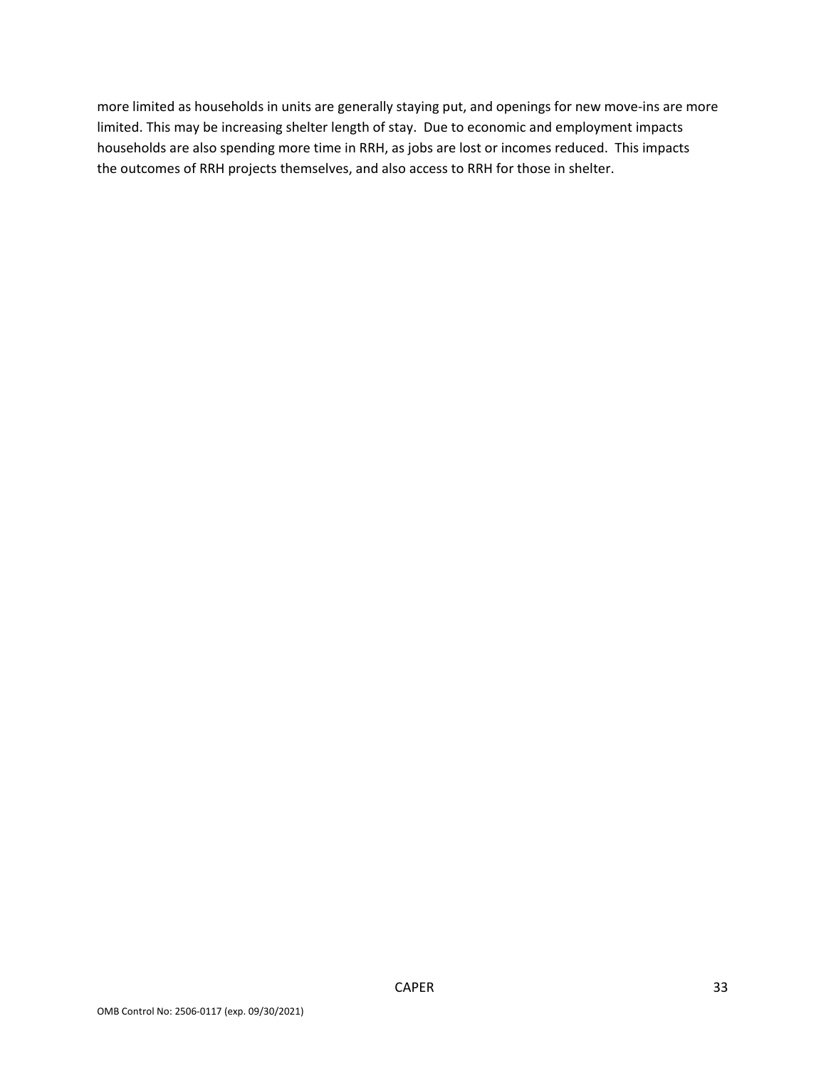more limited as households in units are generally staying put, and openings for new move-ins are more limited. This may be increasing shelter length of stay. Due to economic and employment impacts households are also spending more time in RRH, as jobs are lost or incomes reduced. This impacts the outcomes of RRH projects themselves, and also access to RRH for those in shelter.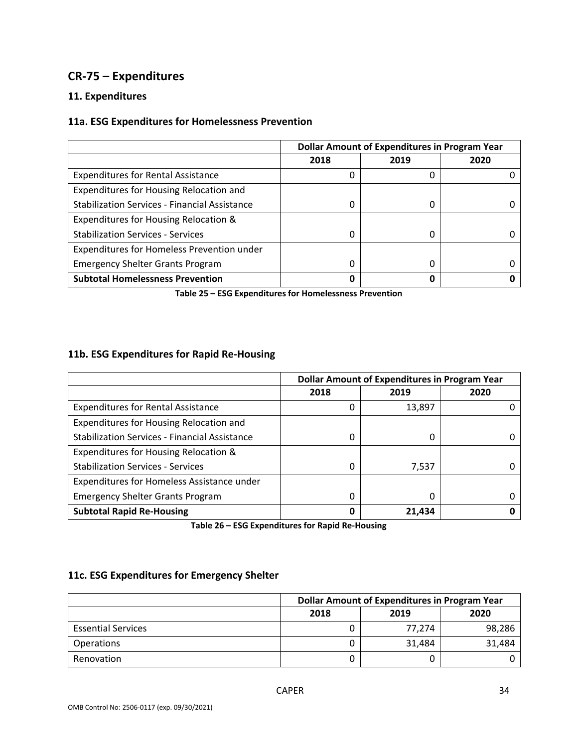## CR-75 – Expenditures

### 11. Expenditures

### 11a. ESG Expenditures for Homelessness Prevention

| | Dollar Amount of Expenditures in Program Year | | |
|---|---|---|---|
| | 2018 | 2019 | 2020 |
| Expenditures for Rental Assistance | 0 | 0 | 0 |
| Expenditures for Housing Relocation and Stabilization Services - Financial Assistance | 0 | 0 | 0 |
| Expenditures for Housing Relocation & Stabilization Services - Services | 0 | 0 | 0 |
| Expenditures for Homeless Prevention under Emergency Shelter Grants Program | 0 | 0 | 0 |
| **Subtotal Homelessness Prevention** | **0** | **0** | **0** |

**Table 25 – ESG Expenditures for Homelessness Prevention**

### 11b. ESG Expenditures for Rapid Re-Housing

| | Dollar Amount of Expenditures in Program Year | | |
|---|---|---|---|
| | 2018 | 2019 | 2020 |
| Expenditures for Rental Assistance | 0 | 13,897 | 0 |
| Expenditures for Housing Relocation and Stabilization Services - Financial Assistance | 0 | 0 | 0 |
| Expenditures for Housing Relocation & Stabilization Services - Services | 0 | 7,537 | 0 |
| Expenditures for Homeless Assistance under Emergency Shelter Grants Program | 0 | 0 | 0 |
| **Subtotal Rapid Re-Housing** | **0** | **21,434** | **0** |

**Table 26 – ESG Expenditures for Rapid Re-Housing**

### 11c. ESG Expenditures for Emergency Shelter

| | Dollar Amount of Expenditures in Program Year | | |
|---|---|---|---|
| | 2018 | 2019 | 2020 |
| Essential Services | 0 | 77,274 | 98,286 |
| Operations | 0 | 31,484 | 31,484 |
| Renovation | 0 | 0 | 0 |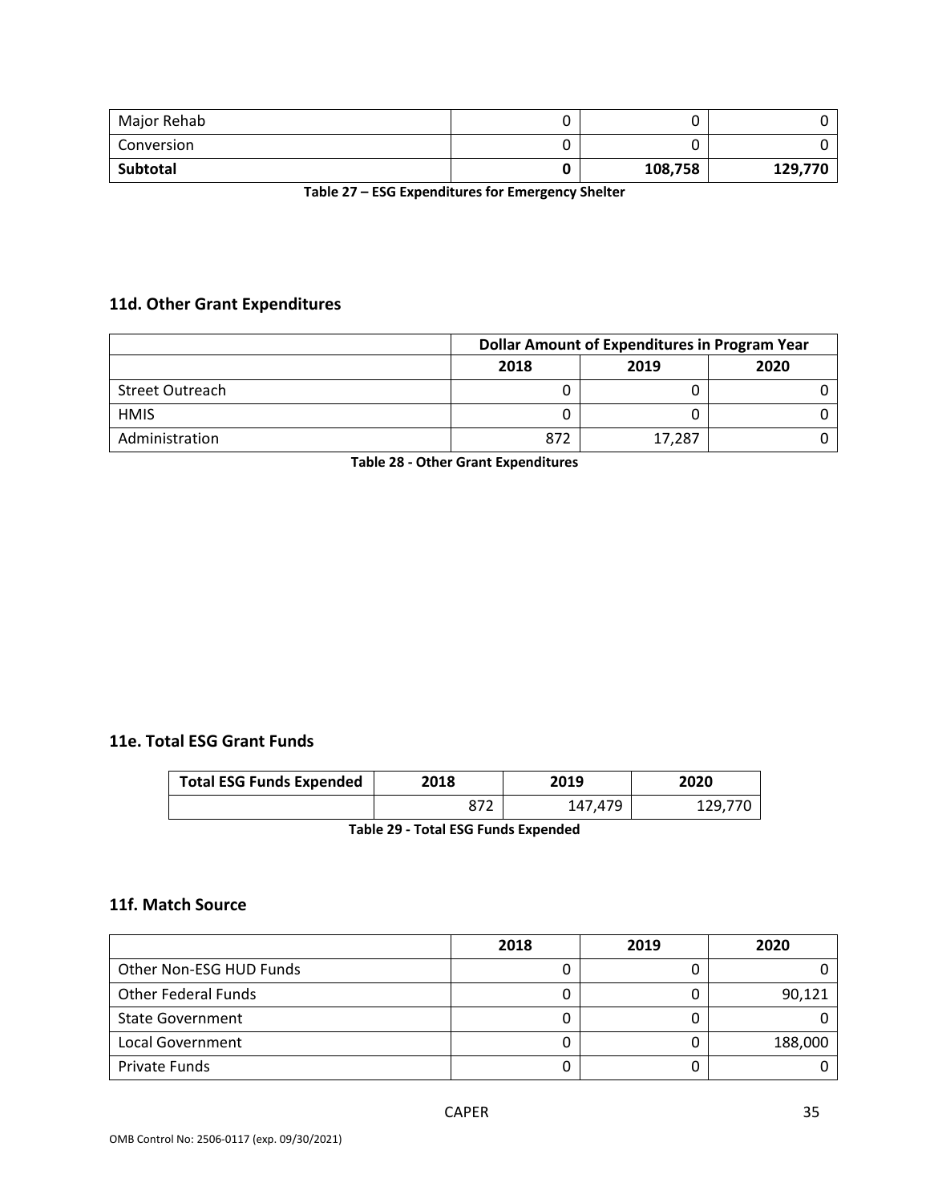| | | | |
|---|---|---|---|
| Major Rehab | 0 | 0 | 0 |
| Conversion | 0 | 0 | 0 |
| **Subtotal** | **0** | **108,758** | **129,770** |

**Table 27 – ESG Expenditures for Emergency Shelter**

### 11d. Other Grant Expenditures

| | Dollar Amount of Expenditures in Program Year | | |
|---|---|---|---|
| | 2018 | 2019 | 2020 |
| Street Outreach | 0 | 0 | 0 |
| HMIS | 0 | 0 | 0 |
| Administration | 872 | 17,287 | 0 |

**Table 28 - Other Grant Expenditures**

### 11e. Total ESG Grant Funds

| Total ESG Funds Expended | 2018 | 2019 | 2020 |
|---|---|---|---|
| | 872 | 147,479 | 129,770 |

**Table 29 - Total ESG Funds Expended**

### 11f. Match Source

| | 2018 | 2019 | 2020 |
|---|---|---|---|
| Other Non-ESG HUD Funds | 0 | 0 | 0 |
| Other Federal Funds | 0 | 0 | 90,121 |
| State Government | 0 | 0 | 0 |
| Local Government | 0 | 0 | 188,000 |
| Private Funds | 0 | 0 | 0 |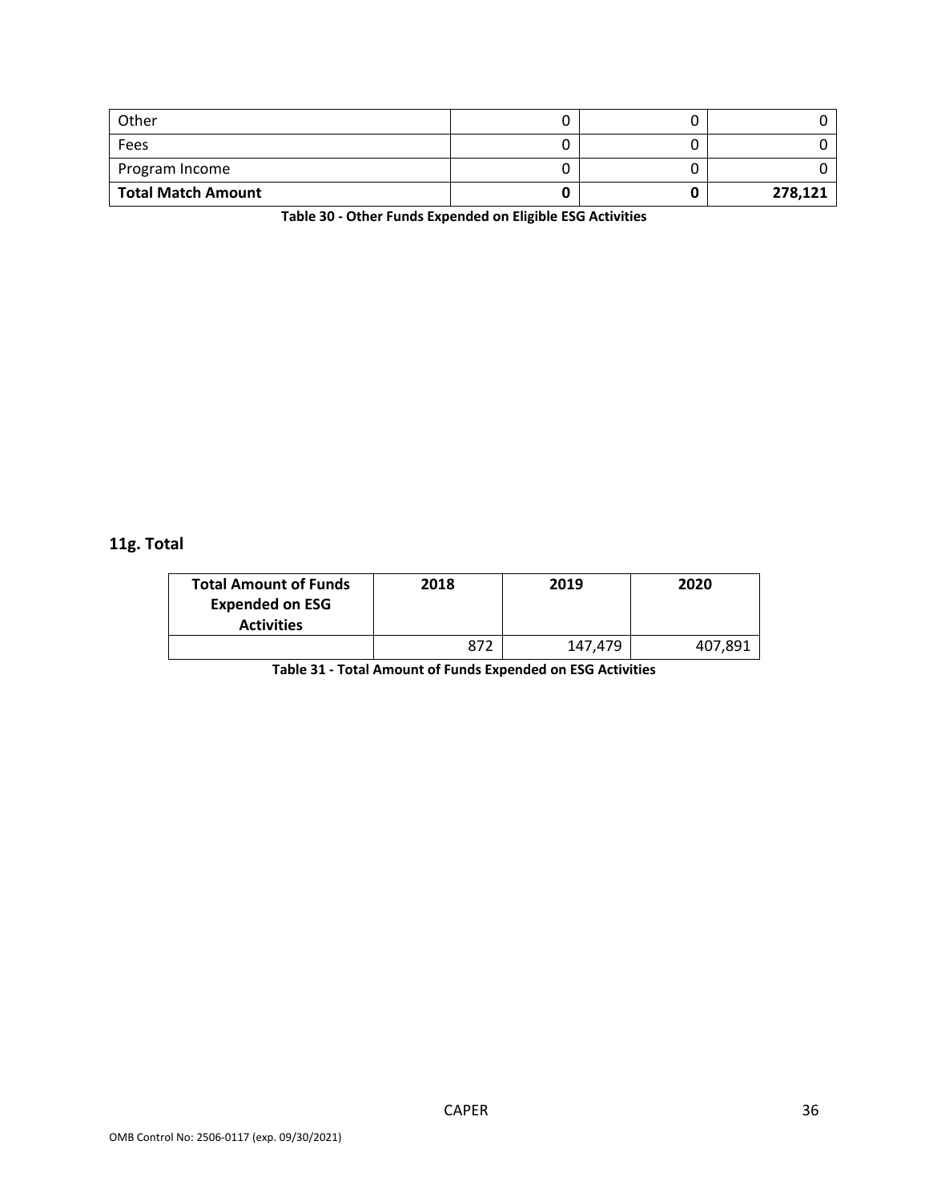| | | | |
|---|---|---|---|
| Other | 0 | 0 | 0 |
| Fees | 0 | 0 | 0 |
| Program Income | 0 | 0 | 0 |
| **Total Match Amount** | **0** | **0** | **278,121** |

**Table 30 - Other Funds Expended on Eligible ESG Activities**

## 11g. Total

| Total Amount of Funds Expended on ESG Activities | 2018 | 2019 | 2020 |
|---|---|---|---|
| | 872 | 147,479 | 407,891 |

**Table 31 - Total Amount of Funds Expended on ESG Activities**

OMB Control No: 2506-0117 (exp. 09/30/2021)